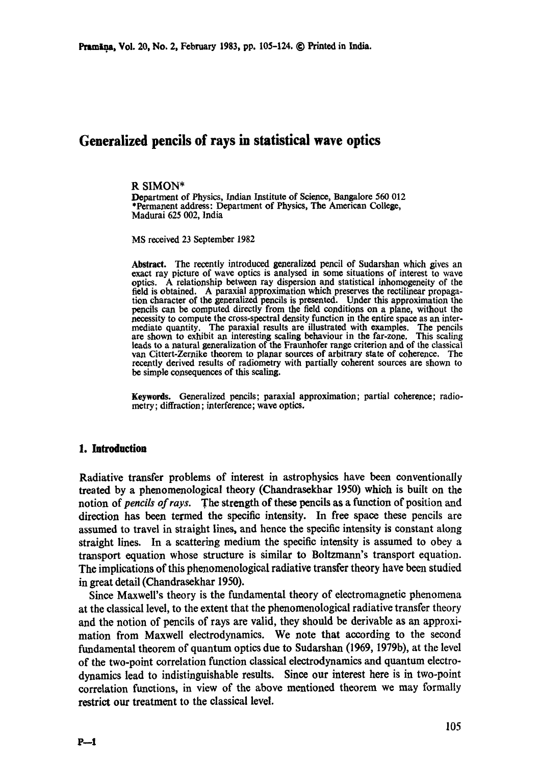# Generalized pencils of rays in statistical wave optics

R SIMON*

Department of Physics, Indian Institute of Science, Bangalore 560 012

*Permanent address: Department of Physics, The American College, Madurai 625 002, India

MS received 23 September 1982

**Abstract.** The recently introduced generalized pencil of Sudarshan which gives an exact ray picture of wave optics is analysed in some situations of interest to wave optics. A relationship between ray dispersion and statistical inhomogeneity of the field is obtained. A paraxial approximation which preserves the rectilinear propagation character of the generalized pencils is presented. Under this approximation the pencils can be computed directly from the field conditions on a plane, without the necessity to compute the cross-spectral density function in the entire space as an intermediate quantity. The paraxial results are illustrated with examples. The pencils are shown to exhibit an interesting scaling behaviour in the far-zone. This scaling leads to a natural generalization of the Fraunhofer range criterion and of the classical van Cittert-Zernike theorem to planar sources of arbitrary state of coherence. The recently derived results of radiometry with partially coherent sources are shown to be simple consequences of this scaling.

**Keywords.** Generalized pencils; paraxial approximation; partial coherence; radiometry; diffraction; interference; wave optics.

## 1. Introduction

Radiative transfer problems of interest in astrophysics have been conventionally treated by a phenomenological theory (Chandrasekhar 1950) which is built on the notion of *pencils of rays*. The strength of these pencils as a function of position and direction has been termed the specific intensity. In free space these pencils are assumed to travel in straight lines, and hence the specific intensity is constant along straight lines. In a scattering medium the specific intensity is assumed to obey a transport equation whose structure is similar to Boltzmann's transport equation. The implications of this phenomenological radiative transfer theory have been studied in great detail (Chandrasekhar 1950).

Since Maxwell's theory is the fundamental theory of electromagnetic phenomena at the classical level, to the extent that the phenomenological radiative transfer theory and the notion of pencils of rays are valid, they should be derivable as an approximation from Maxwell electrodynamics. We note that according to the second fundamental theorem of quantum optics due to Sudarshan (1969, 1979b), at the level of the two-point correlation function classical electrodynamics and quantum electrodynamics lead to indistinguishable results. Since our interest here is in two-point correlation functions, in view of the above mentioned theorem we may formally restrict our treatment to the classical level.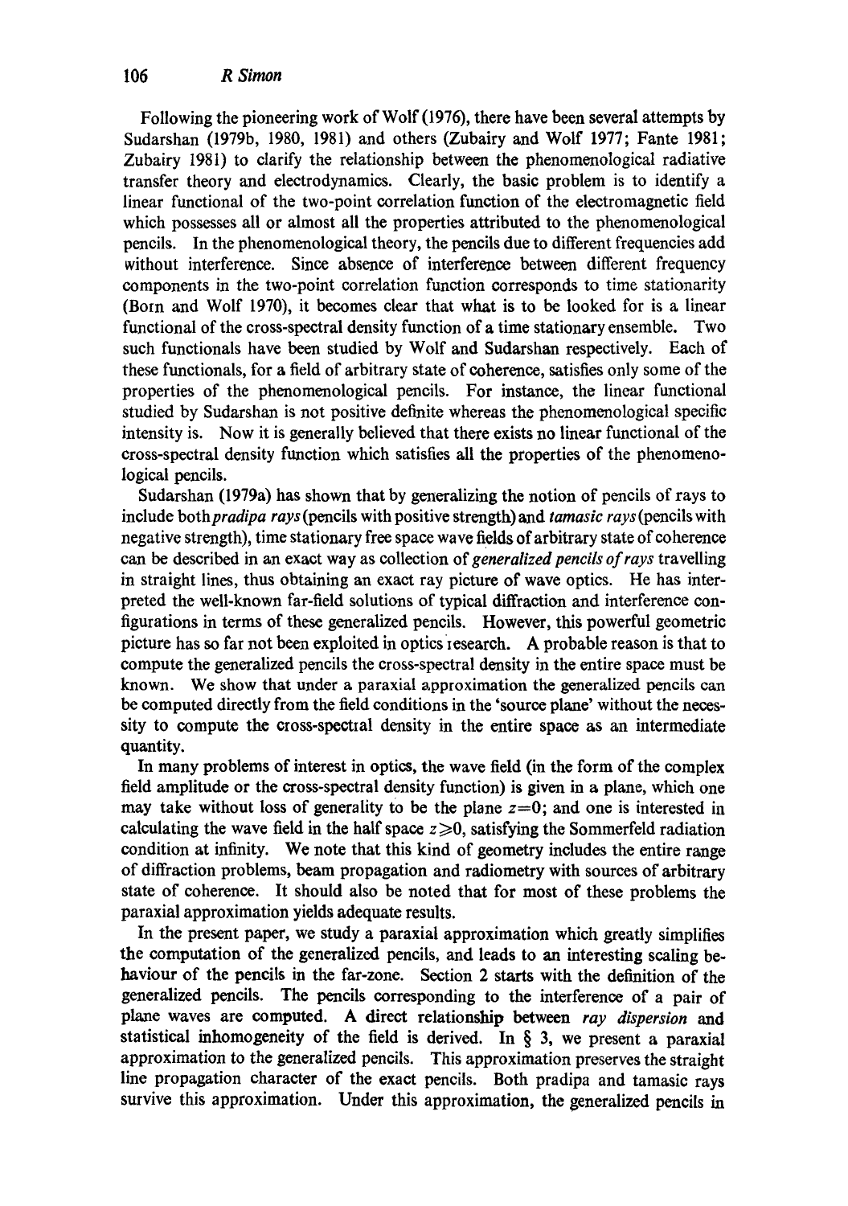Following the pioneering work of Wolf (1976), there have been several attempts by Sudarshan (1979b, 1980, 1981) and others (Zubairy and Wolf 1977; Fante 1981; Zubairy 1981) to clarify the relationship between the phenomenological radiative transfer theory and electrodynamics. Clearly, the basic problem is to identify a linear functional of the two-point correlation function of the electromagnetic field which possesses all or almost all the properties attributed to the phenomenological pencils. In the phenomenological theory, the pencils due to different frequencies add without interference. Since absence of interference between different frequency components in the two-point correlation function corresponds to time stationarity (Born and Wolf 1970), it becomes clear that what is to be looked for is a linear functional of the cross-spectral density function of a time stationary ensemble. Two such functionals have been studied by Wolf and Sudarshan respectively. Each of these functionals, for a field of arbitrary state of coherence, satisfies only some of the properties of the phenomenological pencils. For instance, the linear functional studied by Sudarshan is not positive definite whereas the phenomenological specific intensity is. Now it is generally believed that there exists no linear functional of the cross-spectral density function which satisfies all the properties of the phenomenological pencils.

Sudarshan (1979a) has shown that by generalizing the notion of pencils of rays to include both *pradipa rays* (pencils with positive strength) and *tamasic rays* (pencils with negative strength), time stationary free space wave fields of arbitrary state of coherence can be described in an exact way as collection of *generalized pencils of rays* travelling in straight lines, thus obtaining an exact ray picture of wave optics. He has interpreted the well-known far-field solutions of typical diffraction and interference configurations in terms of these generalized pencils. However, this powerful geometric picture has so far not been exploited in optics research. A probable reason is that to compute the generalized pencils the cross-spectral density in the entire space must be known. We show that under a paraxial approximation the generalized pencils can be computed directly from the field conditions in the 'source plane' without the necessity to compute the cross-spectral density in the entire space as an intermediate quantity.

In many problems of interest in optics, the wave field (in the form of the complex field amplitude or the cross-spectral density function) is given in a plane, which one may take without loss of generality to be the plane $z=0$; and one is interested in calculating the wave field in the half space $z \geqslant 0$, satisfying the Sommerfeld radiation condition at infinity. We note that this kind of geometry includes the entire range of diffraction problems, beam propagation and radiometry with sources of arbitrary state of coherence. It should also be noted that for most of these problems the paraxial approximation yields adequate results.

In the present paper, we study a paraxial approximation which greatly simplifies the computation of the generalized pencils, and leads to an interesting scaling behaviour of the pencils in the far-zone. Section 2 starts with the definition of the generalized pencils. The pencils corresponding to the interference of a pair of plane waves are computed. A direct relationship between *ray dispersion* and statistical inhomogeneity of the field is derived. In § 3, we present a paraxial approximation to the generalized pencils. This approximation preserves the straight line propagation character of the exact pencils. Both pradipa and tamasic rays survive this approximation. Under this approximation, the generalized pencils in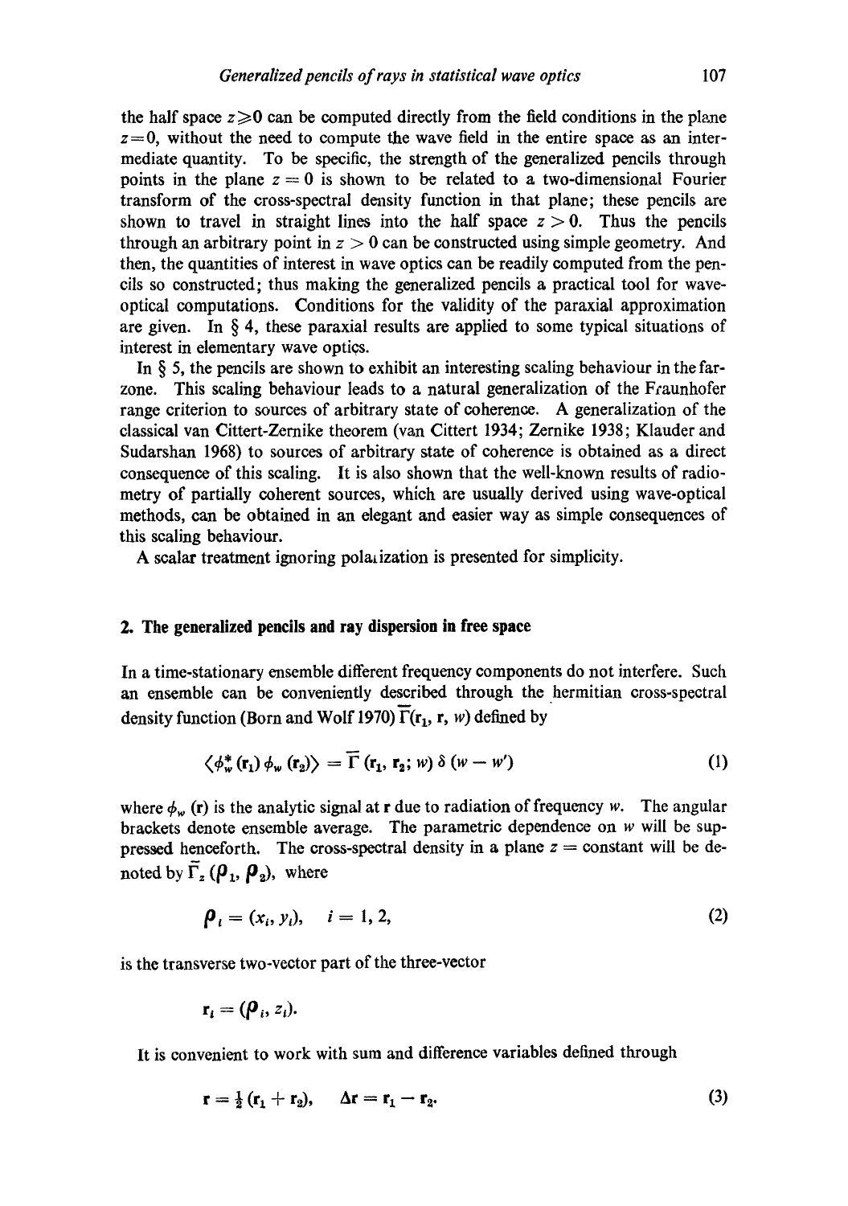the half space $z \geqslant 0$ can be computed directly from the field conditions in the plane $z = 0$, without the need to compute the wave field in the entire space as an intermediate quantity. To be specific, the strength of the generalized pencils through points in the plane $z = 0$ is shown to be related to a two-dimensional Fourier transform of the cross-spectral density function in that plane; these pencils are shown to travel in straight lines into the half space $z > 0$. Thus the pencils through an arbitrary point in $z > 0$ can be constructed using simple geometry. And then, the quantities of interest in wave optics can be readily computed from the pencils so constructed; thus making the generalized pencils a practical tool for wave-optical computations. Conditions for the validity of the paraxial approximation are given. In § 4, these paraxial results are applied to some typical situations of interest in elementary wave optics.

In § 5, the pencils are shown to exhibit an interesting scaling behaviour in the far-zone. This scaling behaviour leads to a natural generalization of the Fraunhofer range criterion to sources of arbitrary state of coherence. A generalization of the classical van Cittert-Zernike theorem (van Cittert 1934; Zernike 1938; Klauder and Sudarshan 1968) to sources of arbitrary state of coherence is obtained as a direct consequence of this scaling. It is also shown that the well-known results of radiometry of partially coherent sources, which are usually derived using wave-optical methods, can be obtained in an elegant and easier way as simple consequences of this scaling behaviour.

A scalar treatment ignoring polarization is presented for simplicity.

## 2. The generalized pencils and ray dispersion in free space

In a time-stationary ensemble different frequency components do not interfere. Such an ensemble can be conveniently described through the hermitian cross-spectral density function (Born and Wolf 1970) $\bar{\Gamma}(\mathbf{r}_1, \mathbf{r}, w)$ defined by

$$\langle \phi_w^* (\mathbf{r}_1) \phi_w (\mathbf{r}_2) \rangle = \bar{\Gamma} (\mathbf{r}_1, \mathbf{r}_2; w) \, \delta (w - w') \tag{1}$$

where $\phi_w (\mathbf{r})$ is the analytic signal at $\mathbf{r}$ due to radiation of frequency $w$. The angular brackets denote ensemble average. The parametric dependence on $w$ will be suppressed henceforth. The cross-spectral density in a plane $z$ = constant will be denoted by $\bar{\Gamma}_z (\boldsymbol{\rho}_1, \boldsymbol{\rho}_2)$, where

$$\boldsymbol{\rho}_i = (x_i, y_i), \quad i = 1, 2, \tag{2}$$

is the transverse two-vector part of the three-vector

$$\mathbf{r}_i = (\boldsymbol{\rho}_i, z_i).$$

It is convenient to work with sum and difference variables defined through

$$\mathbf{r} = \tfrac{1}{2} (\mathbf{r}_1 + \mathbf{r}_2), \quad \Delta \mathbf{r} = \mathbf{r}_1 - \mathbf{r}_2. \tag{3}$$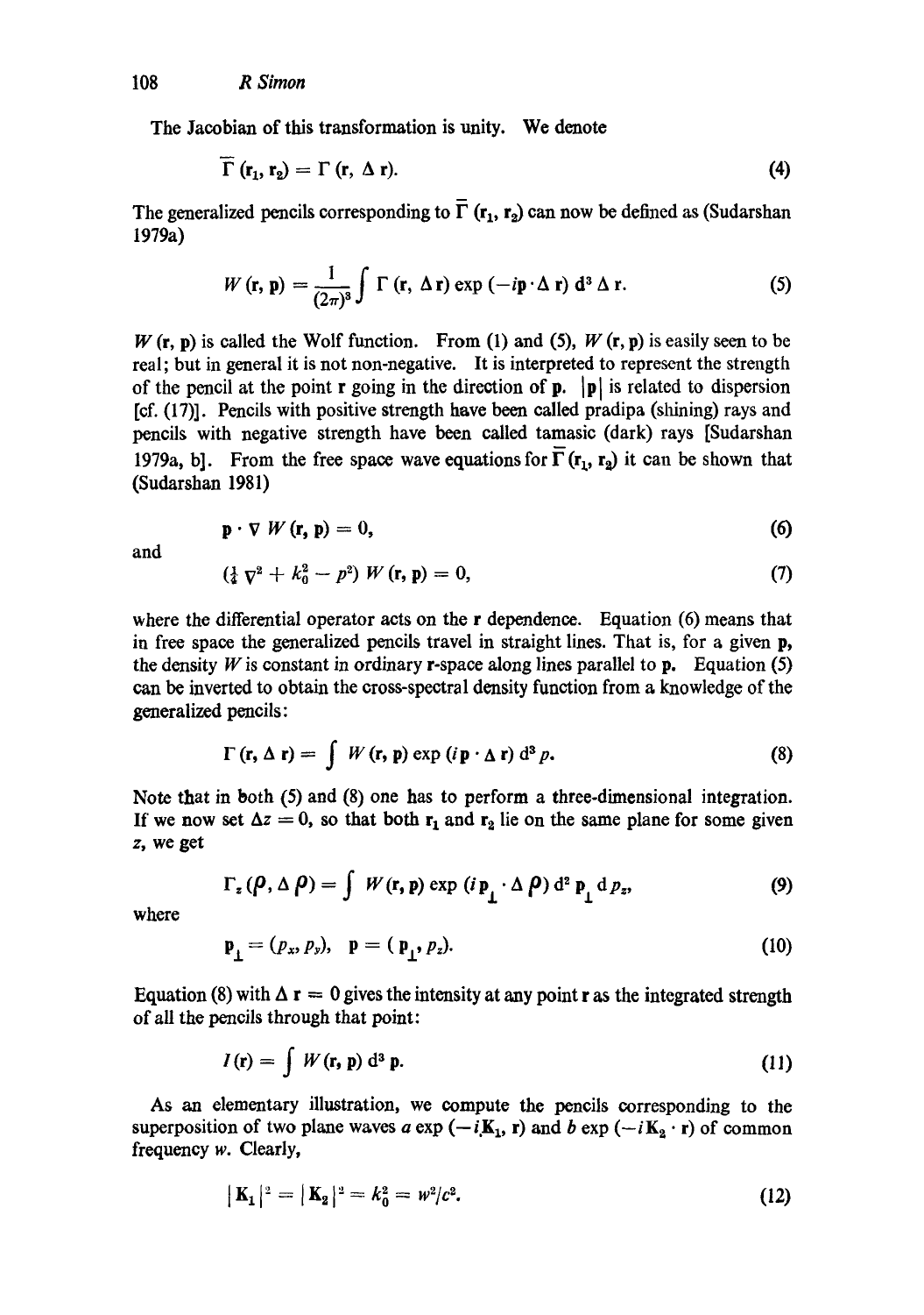The Jacobian of this transformation is unity. We denote

$$\bar{\Gamma}(\mathbf{r}_1, \mathbf{r}_2) = \Gamma(\mathbf{r}, \Delta\, \mathbf{r}). \tag{4}$$

The generalized pencils corresponding to $\bar{\Gamma}(\mathbf{r}_1, \mathbf{r}_2)$ can now be defined as (Sudarshan 1979a)

$$W(\mathbf{r}, \mathbf{p}) = \frac{1}{(2\pi)^3} \int \Gamma(\mathbf{r}, \Delta\, \mathbf{r}) \exp(-i\mathbf{p} \cdot \Delta\, \mathbf{r})\, \mathrm{d}^3 \Delta\, \mathbf{r}. \tag{5}$$

$W(\mathbf{r}, \mathbf{p})$ is called the Wolf function. From (1) and (5), $W(\mathbf{r}, \mathbf{p})$ is easily seen to be real; but in general it is not non-negative. It is interpreted to represent the strength of the pencil at the point $\mathbf{r}$ going in the direction of $\mathbf{p}$. $|\mathbf{p}|$ is related to dispersion [cf. (17)]. Pencils with positive strength have been called pradipa (shining) rays and pencils with negative strength have been called tamasic (dark) rays [Sudarshan 1979a, b]. From the free space wave equations for $\bar{\Gamma}(\mathbf{r}_1, \mathbf{r}_2)$ it can be shown that (Sudarshan 1981)

$$\mathbf{p} \cdot \nabla\, W(\mathbf{r}, \mathbf{p}) = 0, \tag{6}$$

and

$$\left(\tfrac{1}{4}\, \nabla^2 + k_0^2 - p^2\right) W(\mathbf{r}, \mathbf{p}) = 0, \tag{7}$$

where the differential operator acts on the $\mathbf{r}$ dependence. Equation (6) means that in free space the generalized pencils travel in straight lines. That is, for a given $\mathbf{p}$, the density $W$ is constant in ordinary $\mathbf{r}$-space along lines parallel to $\mathbf{p}$. Equation (5) can be inverted to obtain the cross-spectral density function from a knowledge of the generalized pencils:

$$\Gamma(\mathbf{r}, \Delta\, \mathbf{r}) = \int W(\mathbf{r}, \mathbf{p}) \exp(i\,\mathbf{p} \cdot \Delta\, \mathbf{r})\, \mathrm{d}^3 p. \tag{8}$$

Note that in both (5) and (8) one has to perform a three-dimensional integration. If we now set $\Delta z = 0$, so that both $\mathbf{r}_1$ and $\mathbf{r}_2$ lie on the same plane for some given $z$, we get

$$\Gamma_z(\boldsymbol{\rho}, \Delta\, \boldsymbol{\rho}) = \int W(\mathbf{r}, \mathbf{p}) \exp(i\,\mathbf{p}_\perp \cdot \Delta\, \boldsymbol{\rho})\, \mathrm{d}^2\, \mathbf{p}_\perp\, \mathrm{d} p_z, \tag{9}$$

where

$$\mathbf{p}_\perp = (p_x, p_y), \quad \mathbf{p} = (\,\mathbf{p}_\perp, p_z). \tag{10}$$

Equation (8) with $\Delta\, \mathbf{r} = 0$ gives the intensity at any point $\mathbf{r}$ as the integrated strength of all the pencils through that point:

$$I(\mathbf{r}) = \int W(\mathbf{r}, \mathbf{p})\, \mathrm{d}^3\, \mathbf{p}. \tag{11}$$

As an elementary illustration, we compute the pencils corresponding to the superposition of two plane waves $a \exp(-i\mathbf{K}_1 \cdot \mathbf{r})$ and $b \exp(-i\mathbf{K}_2 \cdot \mathbf{r})$ of common frequency $w$. Clearly,

$$|\mathbf{K}_1|^2 = |\mathbf{K}_2|^2 = k_0^2 = w^2/c^2. \tag{12}$$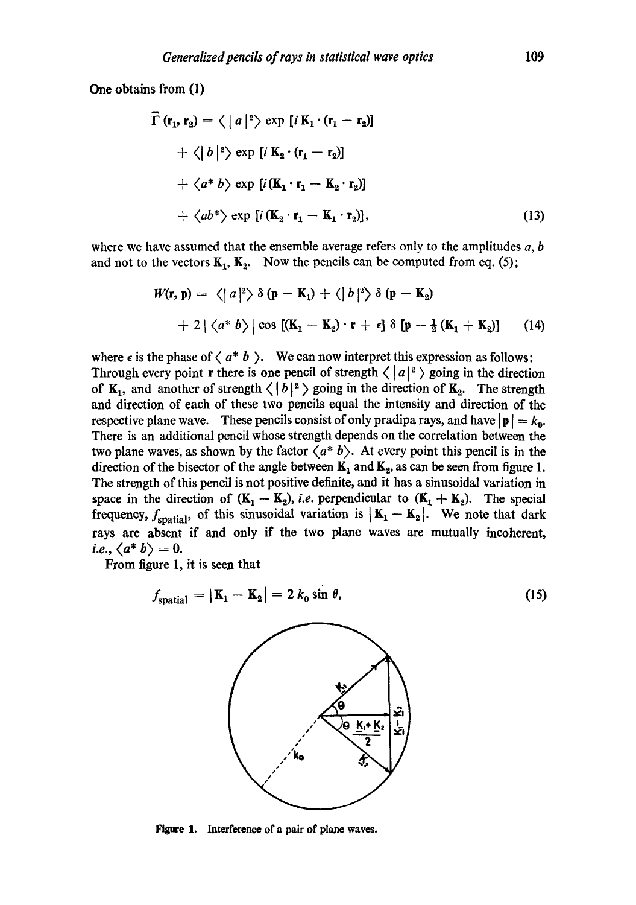One obtains from (1)

$$
\begin{aligned}
\bar{\Gamma}(\mathbf{r}_1, \mathbf{r}_2) = &\langle |a|^2 \rangle \exp [i\,\mathbf{K}_1 \cdot (\mathbf{r}_1 - \mathbf{r}_2)] \\
&+ \langle |b|^2 \rangle \exp [i\,\mathbf{K}_2 \cdot (\mathbf{r}_1 - \mathbf{r}_2)] \\
&+ \langle a^* b \rangle \exp [i(\mathbf{K}_1 \cdot \mathbf{r}_1 - \mathbf{K}_2 \cdot \mathbf{r}_2)] \\
&+ \langle a b^* \rangle \exp [i(\mathbf{K}_2 \cdot \mathbf{r}_1 - \mathbf{K}_1 \cdot \mathbf{r}_2)],
\end{aligned}
\tag{13}
$$

where we have assumed that the ensemble average refers only to the amplitudes $a$, $b$ and not to the vectors $\mathbf{K}_1$, $\mathbf{K}_2$. Now the pencils can be computed from eq. (5);

$$
\begin{aligned}
W(\mathbf{r}, \mathbf{p}) = &\langle |a|^2 \rangle\, \delta(\mathbf{p} - \mathbf{K}_1) + \langle |b|^2 \rangle\, \delta(\mathbf{p} - \mathbf{K}_2) \\
&+ 2\,|\langle a^* b \rangle| \cos [(\mathbf{K}_1 - \mathbf{K}_2) \cdot \mathbf{r} + \epsilon]\, \delta [\mathbf{p} - \tfrac{1}{2}(\mathbf{K}_1 + \mathbf{K}_2)]
\end{aligned}
\tag{14}
$$

where $\epsilon$ is the phase of $\langle a^* b \rangle$. We can now interpret this expression as follows: Through every point $\mathbf{r}$ there is one pencil of strength $\langle |a|^2 \rangle$ going in the direction of $\mathbf{K}_1$, and another of strength $\langle |b|^2 \rangle$ going in the direction of $\mathbf{K}_2$. The strength and direction of each of these two pencils equal the intensity and direction of the respective plane wave. These pencils consist of only pradipa rays, and have $|\mathbf{p}| = k_0$. There is an additional pencil whose strength depends on the correlation between the two plane waves, as shown by the factor $\langle a^* b \rangle$. At every point this pencil is in the direction of the bisector of the angle between $\mathbf{K}_1$ and $\mathbf{K}_2$, as can be seen from figure 1. The strength of this pencil is not positive definite, and it has a sinusoidal variation in space in the direction of $(\mathbf{K}_1 - \mathbf{K}_2)$, *i.e.* perpendicular to $(\mathbf{K}_1 + \mathbf{K}_2)$. The special frequency, $f_{\text{spatial}}$, of this sinusoidal variation is $|\mathbf{K}_1 - \mathbf{K}_2|$. We note that dark rays are absent if and only if the two plane waves are mutually incoherent, *i.e.*, $\langle a^* b \rangle = 0$.

From figure 1, it is seen that

$$
f_{\text{spatial}} = |\mathbf{K}_1 - \mathbf{K}_2| = 2\,k_0 \sin \theta,
\tag{15}
$$

Figure 1. Interference of a pair of plane waves.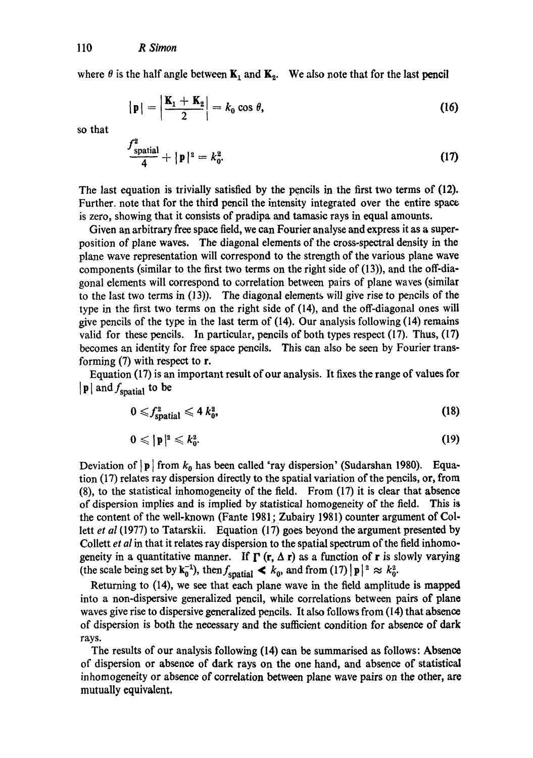where $\theta$ is the half angle between $\mathbf{K}_1$ and $\mathbf{K}_2$. We also note that for the last pencil

$$|\mathbf{p}| = \left|\frac{\mathbf{K}_1 + \mathbf{K}_2}{2}\right| = k_0 \cos \theta, \tag{16}$$

so that

$$\frac{f^2_{\text{spatial}}}{4} + |\mathbf{p}|^2 = k_0^2. \tag{17}$$

The last equation is trivially satisfied by the pencils in the first two terms of (12). Further. note that for the third pencil the intensity integrated over the entire space is zero, showing that it consists of pradipa and tamasic rays in equal amounts.

Given an arbitrary free space field, we can Fourier analyse and express it as a superposition of plane waves. The diagonal elements of the cross-spectral density in the plane wave representation will correspond to the strength of the various plane wave components (similar to the first two terms on the right side of (13)), and the off-diagonal elements will correspond to correlation between pairs of plane waves (similar to the last two terms in (13)). The diagonal elements will give rise to pencils of the type in the first two terms on the right side of (14), and the off-diagonal ones will give pencils of the type in the last term of (14). Our analysis following (14) remains valid for these pencils. In particular, pencils of both types respect (17). Thus, (17) becomes an identity for free space pencils. This can also be seen by Fourier transforming (7) with respect to $\mathbf{r}$.

Equation (17) is an important result of our analysis. It fixes the range of values for $|\mathbf{p}|$ and $f_{\text{spatial}}$ to be

$$0 \leqslant f^2_{\text{spatial}} \leqslant 4\, k_0^2, \tag{18}$$

$$0 \leqslant |\mathbf{p}|^2 \leqslant k_0^2. \tag{19}$$

Deviation of $|\mathbf{p}|$ from $k_0$ has been called 'ray dispersion' (Sudarshan 1980). Equation (17) relates ray dispersion directly to the spatial variation of the pencils, or, from (8), to the statistical inhomogeneity of the field. From (17) it is clear that absence of dispersion implies and is implied by statistical homogeneity of the field. This is the content of the well-known (Fante 1981; Zubairy 1981) counter argument of Collett *et al* (1977) to Tatarskii. Equation (17) goes beyond the argument presented by Collett *et al* in that it relates ray dispersion to the spatial spectrum of the field inhomogeneity in a quantitative manner. If $\Gamma(\mathbf{r}, \Delta\, \mathbf{r})$ as a function of $\mathbf{r}$ is slowly varying (the scale being set by $k_0^{-1}$), then $f_{\text{spatial}} \ll k_0$, and from (17) $|\mathbf{p}|^2 \approx k_0^2$.

Returning to (14), we see that each plane wave in the field amplitude is mapped into a non-dispersive generalized pencil, while correlations between pairs of plane waves give rise to dispersive generalized pencils. It also follows from (14) that absence of dispersion is both the necessary and the sufficient condition for absence of dark rays.

The results of our analysis following (14) can be summarised as follows: Absence of dispersion or absence of dark rays on the one hand, and absence of statistical inhomogeneity or absence of correlation between plane wave pairs on the other, are mutually equivalent.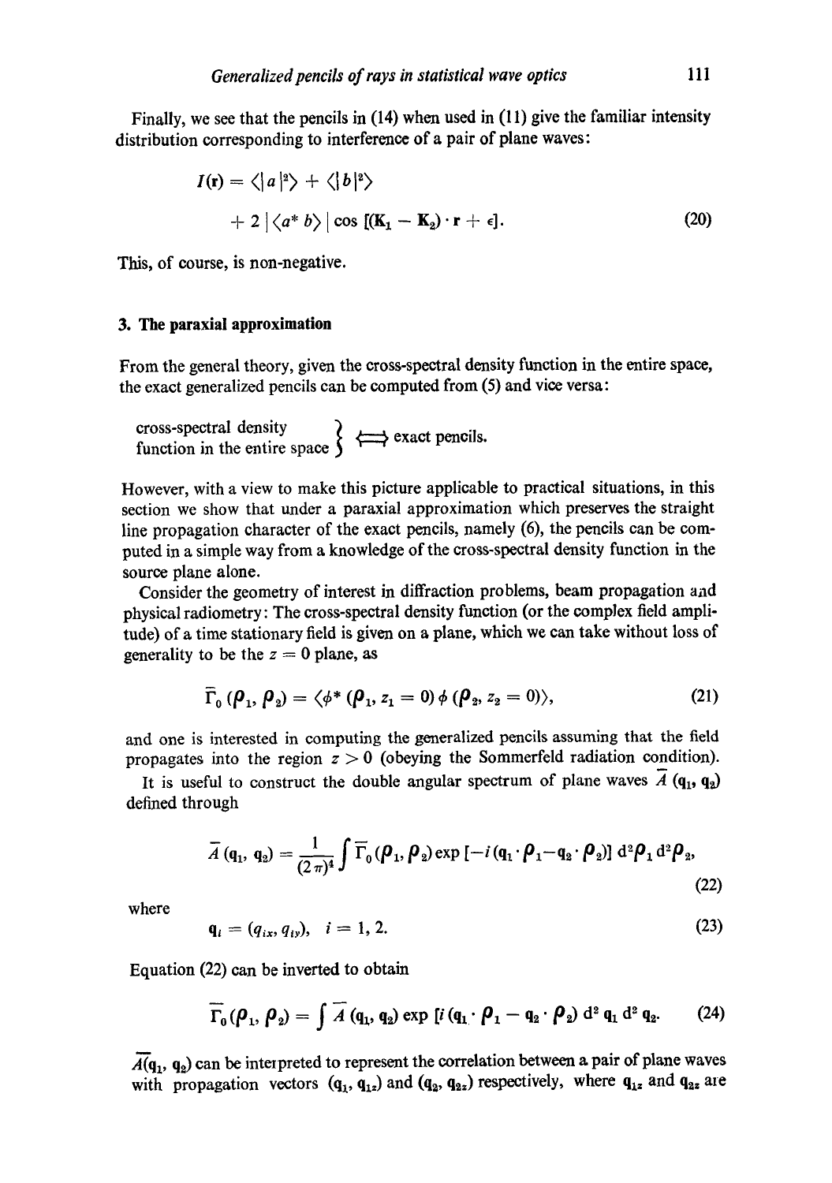Finally, we see that the pencils in (14) when used in (11) give the familiar intensity distribution corresponding to interference of a pair of plane waves:

$$
\begin{aligned}
I(\mathbf{r}) &= \langle |a|^2 \rangle + \langle |b|^2 \rangle \\
&\quad + 2 \, |\langle a^* b \rangle| \cos [(\mathbf{K}_1 - \mathbf{K}_2) \cdot \mathbf{r} + \epsilon].
\end{aligned} \tag{20}
$$

This, of course, is non-negative.

## 3. The paraxial approximation

From the general theory, given the cross-spectral density function in the entire space, the exact generalized pencils can be computed from (5) and vice versa:

$$
\left.\begin{array}{l}\text{cross-spectral density} \\ \text{function in the entire space}\end{array}\right\} \Longleftrightarrow \text{exact pencils.}
$$

However, with a view to make this picture applicable to practical situations, in this section we show that under a paraxial approximation which preserves the straight line propagation character of the exact pencils, namely (6), the pencils can be computed in a simple way from a knowledge of the cross-spectral density function in the source plane alone.

Consider the geometry of interest in diffraction problems, beam propagation and physical radiometry: The cross-spectral density function (or the complex field amplitude) of a time stationary field is given on a plane, which we can take without loss of generality to be the $z = 0$ plane, as

$$
\overline{\Gamma}_0 (\boldsymbol{\rho}_1, \boldsymbol{\rho}_2) = \langle \phi^* (\boldsymbol{\rho}_1, z_1 = 0) \, \phi (\boldsymbol{\rho}_2, z_2 = 0) \rangle, \tag{21}
$$

and one is interested in computing the generalized pencils assuming that the field propagates into the region $z > 0$ (obeying the Sommerfeld radiation condition).

It is useful to construct the double angular spectrum of plane waves $\overline{A} (\mathbf{q}_1, \mathbf{q}_2)$ defined through

$$
\overline{A} (\mathbf{q}_1, \mathbf{q}_2) = \frac{1}{(2\pi)^4} \int \overline{\Gamma}_0 (\boldsymbol{\rho}_1, \boldsymbol{\rho}_2) \exp [-i (\mathbf{q}_1 \cdot \boldsymbol{\rho}_1 - \mathbf{q}_2 \cdot \boldsymbol{\rho}_2)] \, \mathrm{d}^2 \boldsymbol{\rho}_1 \, \mathrm{d}^2 \boldsymbol{\rho}_2, \tag{22}
$$

where

$$
\mathbf{q}_i = (q_{ix}, q_{iy}), \quad i = 1, 2. \tag{23}
$$

Equation (22) can be inverted to obtain

$$
\overline{\Gamma}_0 (\boldsymbol{\rho}_1, \boldsymbol{\rho}_2) = \int \overline{A} (\mathbf{q}_1, \mathbf{q}_2) \exp [i (\mathbf{q}_1 \cdot \boldsymbol{\rho}_1 - \mathbf{q}_2 \cdot \boldsymbol{\rho}_2)] \, \mathrm{d}^2 \mathbf{q}_1 \, \mathrm{d}^2 \mathbf{q}_2. \tag{24}
$$

$\overline{A}(\mathbf{q}_1, \mathbf{q}_2)$ can be interpreted to represent the correlation between a pair of plane waves with propagation vectors $(\mathbf{q}_1, \mathbf{q}_{1z})$ and $(\mathbf{q}_2, \mathbf{q}_{2z})$ respectively, where $\mathbf{q}_{1z}$ and $\mathbf{q}_{2z}$ are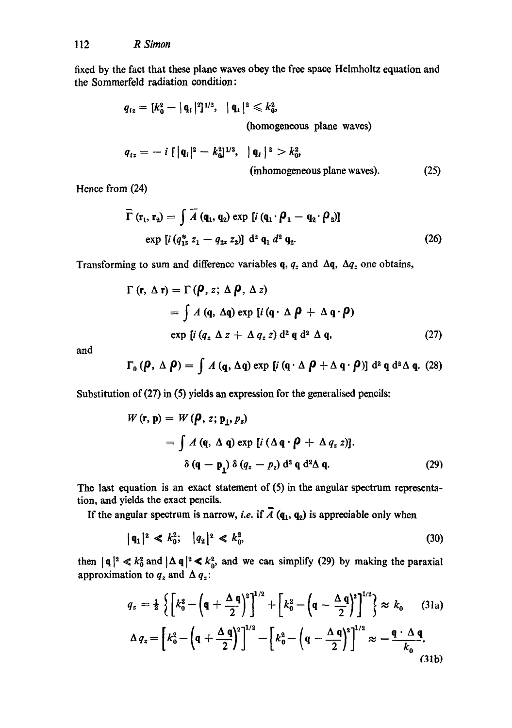fixed by the fact that these plane waves obey the free space Helmholtz equation and the Sommerfeld radiation condition:

$$q_{iz} = [k_0^2 - |\mathbf{q}_i|^2]^{1/2}, \quad |\mathbf{q}_i|^2 \leqslant k_0^2,$$
(homogeneous plane waves)

$$q_{iz} = -i\,[|\mathbf{q}_i|^2 - k_0^2]^{1/2}, \quad |\mathbf{q}_i|^2 > k_0^2,$$
(inhomogeneous plane waves). (25)

Hence from (24)

$$\bar{\Gamma}(\mathbf{r}_1, \mathbf{r}_2) = \int \bar{A}(\mathbf{q}_1, \mathbf{q}_2) \exp[i(\mathbf{q}_1 \cdot \boldsymbol{\rho}_1 - \mathbf{q}_2 \cdot \boldsymbol{\rho}_2)] \exp[i(q_{1z}^* z_1 - q_{2z} z_2)]\, d^2 q_1\, d^2 q_2. \tag{26}$$

Transforming to sum and difference variables $\mathbf{q}$, $q_z$ and $\Delta\mathbf{q}$, $\Delta q_z$ one obtains,

$$\Gamma(\mathbf{r}, \Delta\mathbf{r}) = \Gamma(\boldsymbol{\rho}, z; \Delta\boldsymbol{\rho}, \Delta z) = \int A(\mathbf{q}, \Delta\mathbf{q}) \exp[i(\mathbf{q} \cdot \Delta\boldsymbol{\rho} + \Delta\mathbf{q} \cdot \boldsymbol{\rho}) \exp[i(q_z \Delta z + \Delta q_z z)\, d^2 q\, d^2 \Delta q, \tag{27}$$

and

$$\Gamma_0(\boldsymbol{\rho}, \Delta\boldsymbol{\rho}) = \int A(\mathbf{q}, \Delta\mathbf{q}) \exp[i(\mathbf{q} \cdot \Delta\boldsymbol{\rho} + \Delta\mathbf{q} \cdot \boldsymbol{\rho})]\, d^2 q\, d^2 \Delta q. \tag{28}$$

Substitution of (27) in (5) yields an expression for the generalised pencils:

$$W(\mathbf{r}, \mathbf{p}) = W(\boldsymbol{\rho}, z; \mathbf{p}_{\perp}, p_z) = \int A(\mathbf{q}, \Delta\mathbf{q}) \exp[i(\Delta\mathbf{q} \cdot \boldsymbol{\rho} + \Delta q_z z)].\ \delta(\mathbf{q} - \mathbf{p}_{\perp})\, \delta(q_z - p_z)\, d^2 q\, d^2 \Delta q. \tag{29}$$

The last equation is an exact statement of (5) in the angular spectrum representation, and yields the exact pencils.

If the angular spectrum is narrow, *i.e.* if $\bar{A}(\mathbf{q}_1, \mathbf{q}_2)$ is appreciable only when

$$|\mathbf{q}_1|^2 \ll k_0^2; \quad |\mathbf{q}_2|^2 \ll k_0^2, \tag{30}$$

then $|\mathbf{q}|^2 \ll k_0^2$ and $|\Delta\mathbf{q}|^2 \ll k_0^2$, and we can simplify (29) by making the paraxial approximation to $q_z$ and $\Delta q_z$:

$$q_z = \tfrac{1}{2}\left\{\left[k_0^2 - \left(\mathbf{q} + \frac{\Delta\mathbf{q}}{2}\right)^2\right]^{1/2} + \left[k_0^2 - \left(\mathbf{q} - \frac{\Delta\mathbf{q}}{2}\right)^2\right]^{1/2}\right\} \approx k_0 \tag{31a}$$

$$\Delta q_z = \left[k_0^2 - \left(\mathbf{q} + \frac{\Delta\mathbf{q}}{2}\right)^2\right]^{1/2} - \left[k_0^2 - \left(\mathbf{q} - \frac{\Delta\mathbf{q}}{2}\right)^2\right]^{1/2} \approx -\frac{\mathbf{q} \cdot \Delta\mathbf{q}}{k_0}. \tag{31b}$$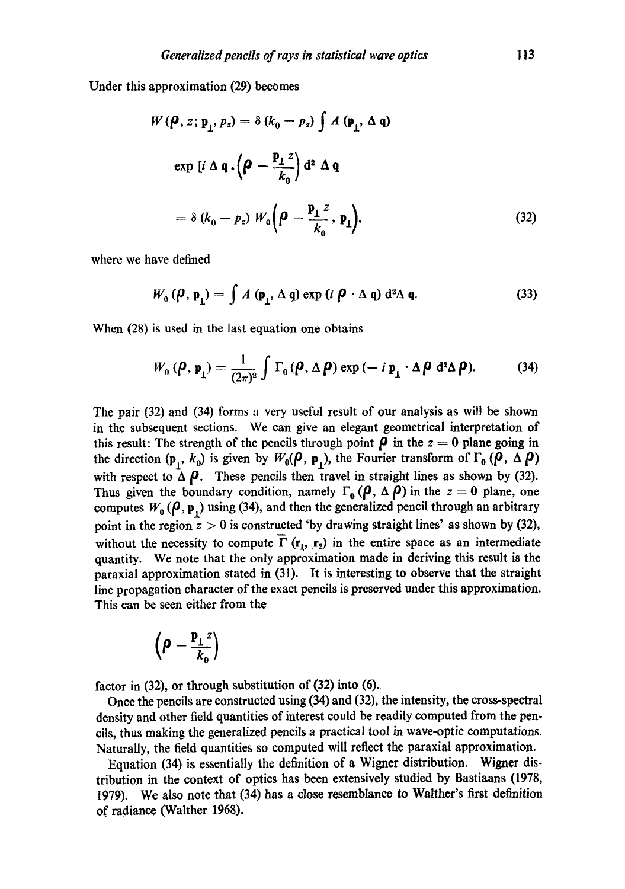Under this approximation (29) becomes

$$W(\boldsymbol{\rho}, z; \mathbf{p}_\perp, p_z) = \delta(k_0 - p_z) \int A(\mathbf{p}_\perp, \Delta \mathbf{q})$$

$$\exp\left[i \Delta \mathbf{q} \cdot \left(\boldsymbol{\rho} - \frac{\mathbf{p}_\perp z}{k_0}\right)\right] \mathrm{d}^2 \Delta \mathbf{q}$$

$$= \delta(k_0 - p_z) \, W_0\left(\boldsymbol{\rho} - \frac{\mathbf{p}_\perp z}{k_0}, \mathbf{p}_\perp\right), \tag{32}$$

where we have defined

$$W_0(\boldsymbol{\rho}, \mathbf{p}_\perp) = \int A(\mathbf{p}_\perp, \Delta \mathbf{q}) \exp(i \boldsymbol{\rho} \cdot \Delta \mathbf{q}) \, \mathrm{d}^2 \Delta \mathbf{q}. \tag{33}$$

When (28) is used in the last equation one obtains

$$W_0(\boldsymbol{\rho}, \mathbf{p}_\perp) = \frac{1}{(2\pi)^2} \int \Gamma_0(\boldsymbol{\rho}, \Delta \boldsymbol{\rho}) \exp(-i \mathbf{p}_\perp \cdot \Delta \boldsymbol{\rho} \, \mathrm{d}^2 \Delta \boldsymbol{\rho}). \tag{34}$$

The pair (32) and (34) forms a very useful result of our analysis as will be shown in the subsequent sections. We can give an elegant geometrical interpretation of this result: The strength of the pencils through point $\boldsymbol{\rho}$ in the $z = 0$ plane going in the direction $(\mathbf{p}_\perp, k_0)$ is given by $W_0(\boldsymbol{\rho}, \mathbf{p}_\perp)$, the Fourier transform of $\Gamma_0(\boldsymbol{\rho}, \Delta \boldsymbol{\rho})$ with respect to $\Delta \boldsymbol{\rho}$. These pencils then travel in straight lines as shown by (32). Thus given the boundary condition, namely $\Gamma_0(\boldsymbol{\rho}, \Delta \boldsymbol{\rho})$ in the $z = 0$ plane, one computes $W_0(\boldsymbol{\rho}, \mathbf{p}_\perp)$ using (34), and then the generalized pencil through an arbitrary point in the region $z > 0$ is constructed 'by drawing straight lines' as shown by (32), without the necessity to compute $\Gamma(\mathbf{r}_1, \mathbf{r}_2)$ in the entire space as an intermediate quantity. We note that the only approximation made in deriving this result is the paraxial approximation stated in (31). It is interesting to observe that the straight line propagation character of the exact pencils is preserved under this approximation. This can be seen either from the

$$\left(\boldsymbol{\rho} - \frac{\mathbf{p}_\perp z}{k_0}\right)$$

factor in (32), or through substitution of (32) into (6).

Once the pencils are constructed using (34) and (32), the intensity, the cross-spectral density and other field quantities of interest could be readily computed from the pencils, thus making the generalized pencils a practical tool in wave-optic computations. Naturally, the field quantities so computed will reflect the paraxial approximation.

Equation (34) is essentially the definition of a Wigner distribution. Wigner distribution in the context of optics has been extensively studied by Bastiaans (1978, 1979). We also note that (34) has a close resemblance to Walther's first definition of radiance (Walther 1968).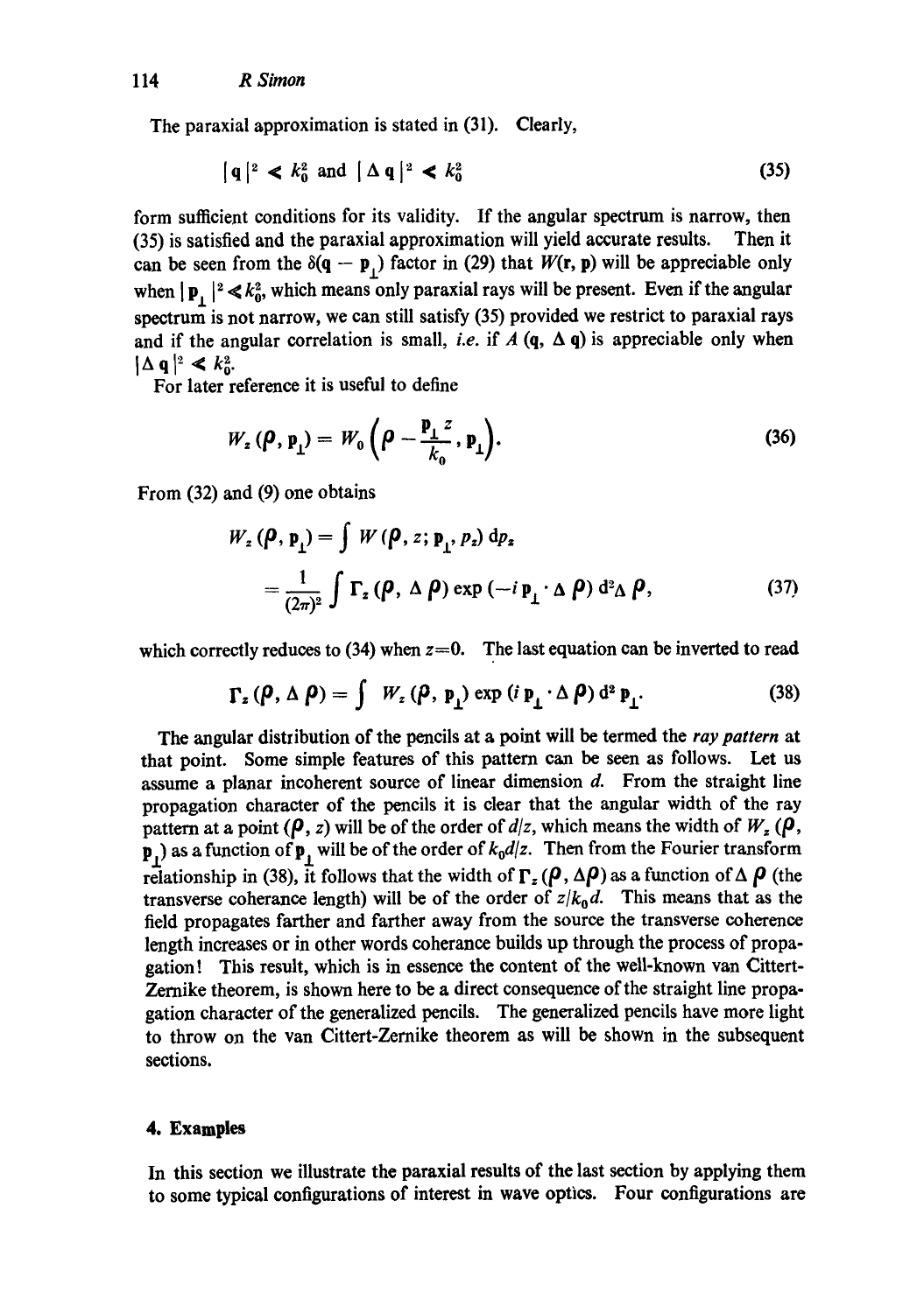The paraxial approximation is stated in (31). Clearly,

$$|\mathbf{q}|^2 \ll k_0^2 \text{ and } |\Delta \mathbf{q}|^2 \ll k_0^2 \tag{35}$$

form sufficient conditions for its validity. If the angular spectrum is narrow, then (35) is satisfied and the paraxial approximation will yield accurate results. Then it can be seen from the $\delta(\mathbf{q} - \mathbf{p}_\perp)$ factor in (29) that $W(\mathbf{r}, \mathbf{p})$ will be appreciable only when $|\mathbf{p}_\perp|^2 \ll k_0^2$, which means only paraxial rays will be present. Even if the angular spectrum is not narrow, we can still satisfy (35) provided we restrict to paraxial rays and if the angular correlation is small, *i.e.* if $A(\mathbf{q}, \Delta \mathbf{q})$ is appreciable only when $|\Delta \mathbf{q}|^2 \ll k_0^2$.

For later reference it is useful to define

$$W_z(\boldsymbol{\rho}, \mathbf{p}_\perp) = W_0\left(\boldsymbol{\rho} - \frac{\mathbf{p}_\perp z}{k_0}, \mathbf{p}_\perp\right). \tag{36}$$

From (32) and (9) one obtains

$$\begin{aligned} W_z(\boldsymbol{\rho}, \mathbf{p}_\perp) &= \int W(\boldsymbol{\rho}, z; \mathbf{p}_\perp, p_z)\, \mathrm{d}p_z \\ &= \frac{1}{(2\pi)^2} \int \Gamma_z(\boldsymbol{\rho}, \Delta \boldsymbol{\rho}) \exp(-i\, \mathbf{p}_\perp \cdot \Delta \boldsymbol{\rho})\, \mathrm{d}^2 \Delta \boldsymbol{\rho}, \end{aligned} \tag{37}$$

which correctly reduces to (34) when $z=0$. The last equation can be inverted to read

$$\Gamma_z(\boldsymbol{\rho}, \Delta \boldsymbol{\rho}) = \int W_z(\boldsymbol{\rho}, \mathbf{p}_\perp) \exp(i\, \mathbf{p}_\perp \cdot \Delta \boldsymbol{\rho})\, \mathrm{d}^2 \mathbf{p}_\perp. \tag{38}$$

The angular distribution of the pencils at a point will be termed the *ray pattern* at that point. Some simple features of this pattern can be seen as follows. Let us assume a planar incoherent source of linear dimension $d$. From the straight line propagation character of the pencils it is clear that the angular width of the ray pattern at a point $(\boldsymbol{\rho}, z)$ will be of the order of $d/z$, which means the width of $W_z(\boldsymbol{\rho}, \mathbf{p}_\perp)$ as a function of $\mathbf{p}_\perp$ will be of the order of $k_0 d/z$. Then from the Fourier transform relationship in (38), it follows that the width of $\Gamma_z(\boldsymbol{\rho}, \Delta\boldsymbol{\rho})$ as a function of $\Delta \boldsymbol{\rho}$ (the transverse coherance length) will be of the order of $z/k_0 d$. This means that as the field propagates farther and farther away from the source the transverse coherence length increases or in other words coherance builds up through the process of propagation! This result, which is in essence the content of the well-known van Cittert-Zernike theorem, is shown here to be a direct consequence of the straight line propagation character of the generalized pencils. The generalized pencils have more light to throw on the van Cittert-Zernike theorem as will be shown in the subsequent sections.

## 4. Examples

In this section we illustrate the paraxial results of the last section by applying them to some typical configurations of interest in wave optics. Four configurations are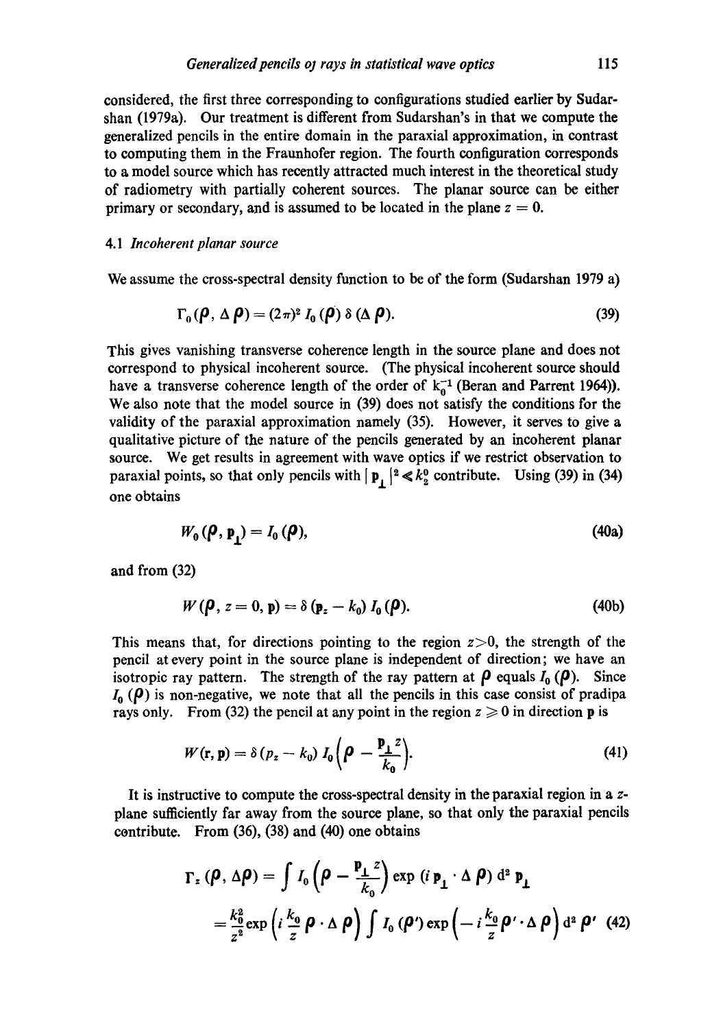considered, the first three corresponding to configurations studied earlier by Sudarshan (1979a). Our treatment is different from Sudarshan's in that we compute the generalized pencils in the entire domain in the paraxial approximation, in contrast to computing them in the Fraunhofer region. The fourth configuration corresponds to a model source which has recently attracted much interest in the theoretical study of radiometry with partially coherent sources. The planar source can be either primary or secondary, and is assumed to be located in the plane $z = 0$.

### 4.1 *Incoherent planar source*

We assume the cross-spectral density function to be of the form (Sudarshan 1979 a)

$$\Gamma_0(\boldsymbol{\rho}, \Delta\boldsymbol{\rho}) = (2\pi)^2 I_0(\boldsymbol{\rho})\, \delta(\Delta\boldsymbol{\rho}). \tag{39}$$

This gives vanishing transverse coherence length in the source plane and does not correspond to physical incoherent source. (The physical incoherent source should have a transverse coherence length of the order of $k_0^{-1}$ (Beran and Parrent 1964)). We also note that the model source in (39) does not satisfy the conditions for the validity of the paraxial approximation namely (35). However, it serves to give a qualitative picture of the nature of the pencils generated by an incoherent planar source. We get results in agreement with wave optics if we restrict observation to paraxial points, so that only pencils with $|\mathbf{p}_\perp|^2 \ll k_2^0$ contribute. Using (39) in (34) one obtains

$$W_0(\boldsymbol{\rho}, \mathbf{p}_\perp) = I_0(\boldsymbol{\rho}), \tag{40a}$$

and from (32)

$$W(\boldsymbol{\rho}, z = 0, \mathbf{p}) = \delta(\mathbf{p}_z - k_0)\, I_0(\boldsymbol{\rho}). \tag{40b}$$

This means that, for directions pointing to the region $z > 0$, the strength of the pencil at every point in the source plane is independent of direction; we have an isotropic ray pattern. The strength of the ray pattern at $\boldsymbol{\rho}$ equals $I_0(\boldsymbol{\rho})$. Since $I_0(\boldsymbol{\rho})$ is non-negative, we note that all the pencils in this case consist of pradipa rays only. From (32) the pencil at any point in the region $z \geqslant 0$ in direction $\mathbf{p}$ is

$$W(\mathbf{r}, \mathbf{p}) = \delta(p_z - k_0)\, I_0\!\left(\boldsymbol{\rho} - \frac{\mathbf{p}_\perp z}{k_0}\right). \tag{41}$$

It is instructive to compute the cross-spectral density in the paraxial region in a $z$-plane sufficiently far away from the source plane, so that only the paraxial pencils contribute. From (36), (38) and (40) one obtains

$$\begin{aligned}\Gamma_z(\boldsymbol{\rho}, \Delta\boldsymbol{\rho}) &= \int I_0\!\left(\boldsymbol{\rho} - \frac{\mathbf{p}_\perp z}{k_0}\right) \exp(i\,\mathbf{p}_\perp \cdot \Delta\boldsymbol{\rho})\, \mathrm{d}^2\mathbf{p}_\perp \\ &= \frac{k_0^2}{z^2} \exp\!\left(i\frac{k_0}{z}\boldsymbol{\rho}\cdot\Delta\boldsymbol{\rho}\right) \int I_0(\boldsymbol{\rho}') \exp\!\left(-i\frac{k_0}{z}\boldsymbol{\rho}'\cdot\Delta\boldsymbol{\rho}\right) \mathrm{d}^2\boldsymbol{\rho}' \end{aligned} \tag{42}$$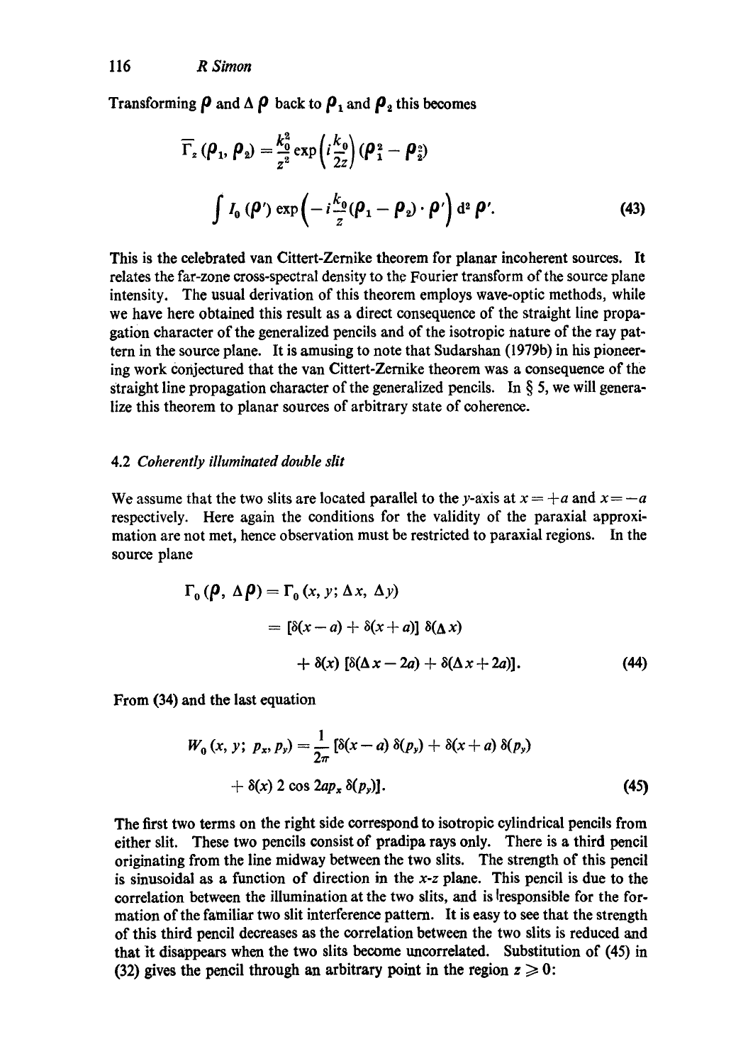Transforming $\boldsymbol{\rho}$ and $\Delta\,\boldsymbol{\rho}$ back to $\boldsymbol{\rho}_1$ and $\boldsymbol{\rho}_2$ this becomes

$$\overline{\Gamma}_z\,(\boldsymbol{\rho}_1,\,\boldsymbol{\rho}_2) = \frac{k_0^2}{z^2}\exp\left(i\frac{k_0}{2z}\right)(\boldsymbol{\rho}_1^2 - \boldsymbol{\rho}_2^2)$$

$$\int I_0\,(\boldsymbol{\rho}')\exp\left(-i\frac{k_0}{z}(\boldsymbol{\rho}_1 - \boldsymbol{\rho}_2)\cdot\boldsymbol{\rho}'\right)\mathrm{d}^2\,\boldsymbol{\rho}'. \tag{43}$$

This is the celebrated van Cittert-Zernike theorem for planar incoherent sources. It relates the far-zone cross-spectral density to the Fourier transform of the source plane intensity. The usual derivation of this theorem employs wave-optic methods, while we have here obtained this result as a direct consequence of the straight line propagation character of the generalized pencils and of the isotropic nature of the ray pattern in the source plane. It is amusing to note that Sudarshan (1979b) in his pioneering work conjectured that the van Cittert-Zernike theorem was a consequence of the straight line propagation character of the generalized pencils. In § 5, we will generalize this theorem to planar sources of arbitrary state of coherence.

### 4.2 *Coherently illuminated double slit*

We assume that the two slits are located parallel to the $y$-axis at $x = +a$ and $x = -a$ respectively. Here again the conditions for the validity of the paraxial approximation are not met, hence observation must be restricted to paraxial regions. In the source plane

$$\begin{aligned}\Gamma_0\,(\boldsymbol{\rho},\,\Delta\,\boldsymbol{\rho}) &= \Gamma_0\,(x,\,y;\,\Delta\,x,\,\Delta\,y)\\ &= [\delta(x-a) + \delta(x+a)]\;\delta(\Delta\,x)\\ &\quad + \delta(x)\;[\delta(\Delta\,x - 2a) + \delta(\Delta\,x + 2a)].\end{aligned} \tag{44}$$

From (34) and the last equation

$$\begin{aligned}W_0\,(x,\,y;\;p_x,\,p_y) &= \frac{1}{2\pi}\,[\delta(x-a)\;\delta(p_y) + \delta(x+a)\;\delta(p_y)\\ &\quad + \delta(x)\;2\cos 2ap_x\;\delta(p_y)].\end{aligned} \tag{45}$$

The first two terms on the right side correspond to isotropic cylindrical pencils from either slit. These two pencils consist of pradipa rays only. There is a third pencil originating from the line midway between the two slits. The strength of this pencil is sinusoidal as a function of direction in the $x$-$z$ plane. This pencil is due to the correlation between the illumination at the two slits, and is responsible for the formation of the familiar two slit interference pattern. It is easy to see that the strength of this third pencil decreases as the correlation between the two slits is reduced and that it disappears when the two slits become uncorrelated. Substitution of (45) in (32) gives the pencil through an arbitrary point in the region $z \geqslant 0$: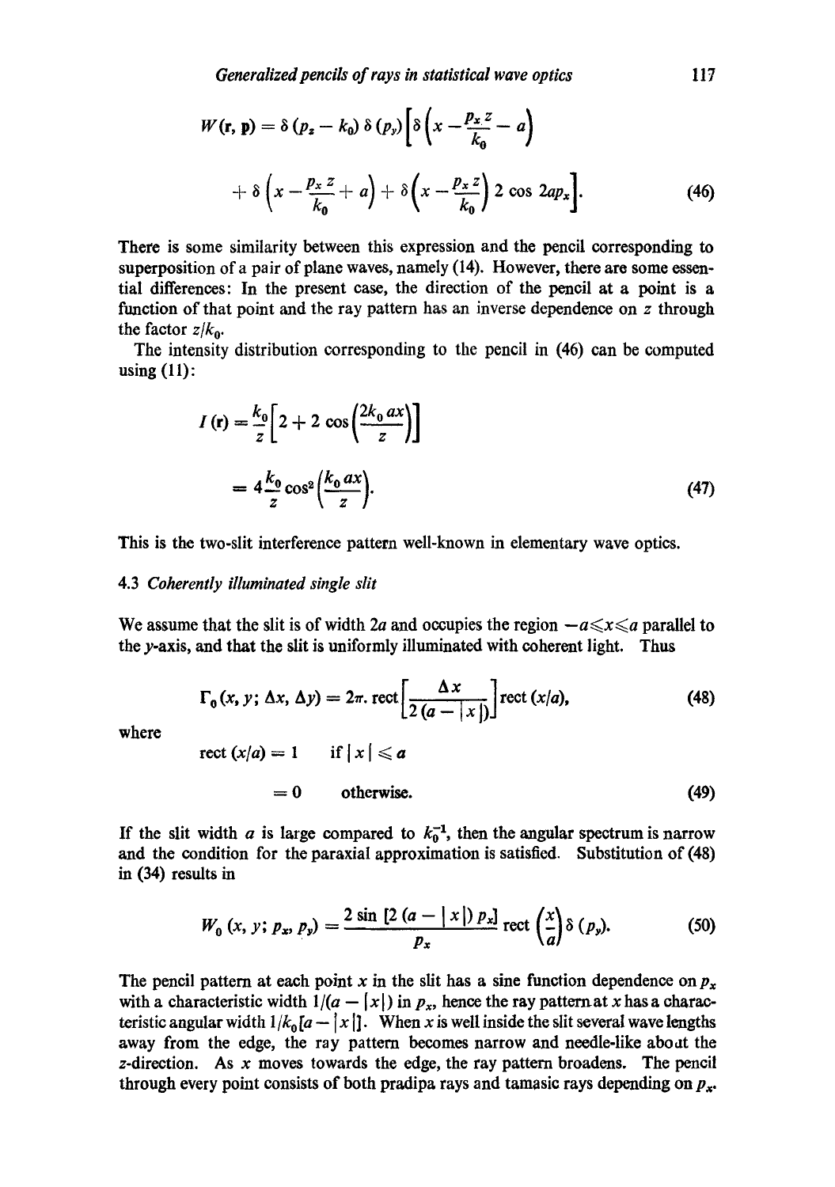$$W(\mathbf{r}, \mathbf{p}) = \delta(p_z - k_0)\,\delta(p_y)\left[\delta\left(x - \frac{p_x z}{k_0} - a\right) + \delta\left(x - \frac{p_x z}{k_0} + a\right) + \delta\left(x - \frac{p_x z}{k_0}\right) 2\cos 2ap_x\right]. \tag{46}$$

There is some similarity between this expression and the pencil corresponding to superposition of a pair of plane waves, namely (14). However, there are some essential differences: In the present case, the direction of the pencil at a point is a function of that point and the ray pattern has an inverse dependence on $z$ through the factor $z/k_0$.

The intensity distribution corresponding to the pencil in (46) can be computed using (11):

$$I(\mathbf{r}) = \frac{k_0}{z}\left[2 + 2\cos\left(\frac{2k_0 ax}{z}\right)\right]$$

$$= 4\frac{k_0}{z}\cos^2\left(\frac{k_0 ax}{z}\right). \tag{47}$$

This is the two-slit interference pattern well-known in elementary wave optics.

### 4.3 *Coherently illuminated single slit*

We assume that the slit is of width $2a$ and occupies the region $-a \leqslant x \leqslant a$ parallel to the $y$-axis, and that the slit is uniformly illuminated with coherent light. Thus

$$\Gamma_0(x, y; \Delta x, \Delta y) = 2\pi.\ \mathrm{rect}\left[\frac{\Delta x}{2(a - |x|)}\right]\mathrm{rect}\,(x/a), \tag{48}$$

where

$$\begin{aligned} \mathrm{rect}\,(x/a) &= 1 \qquad \text{if } |x| \leqslant a \\ &= 0 \qquad \text{otherwise.} \end{aligned} \tag{49}$$

If the slit width $a$ is large compared to $k_0^{-1}$, then the angular spectrum is narrow and the condition for the paraxial approximation is satisfied. Substitution of (48) in (34) results in

$$W_0(x, y; p_x, p_y) = \frac{2\sin\left[2(a - |x|)\,p_x\right]}{p_x}\,\mathrm{rect}\left(\frac{x}{a}\right)\delta(p_y). \tag{50}$$

The pencil pattern at each point $x$ in the slit has a sine function dependence on $p_x$ with a characteristic width $1/(a - |x|)$ in $p_x$, hence the ray pattern at $x$ has a characteristic angular width $1/k_0[a - |x|]$. When $x$ is well inside the slit several wave lengths away from the edge, the ray pattern becomes narrow and needle-like about the $z$-direction. As $x$ moves towards the edge, the ray pattern broadens. The pencil through every point consists of both pradipa rays and tamasic rays depending on $p_x$.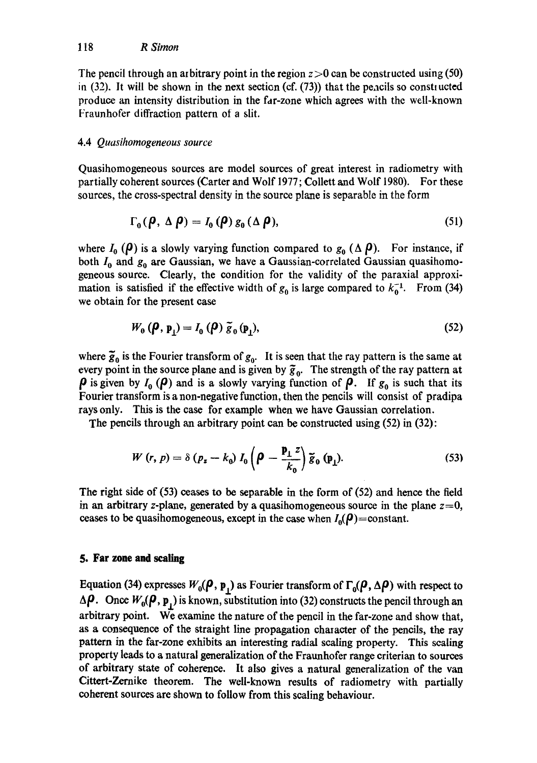The pencil through an arbitrary point in the region $z>0$ can be constructed using (50) in (32). It will be shown in the next section (cf. (73)) that the pencils so constructed produce an intensity distribution in the far-zone which agrees with the well-known Fraunhofer diffraction pattern of a slit.

### 4.4 *Quasihomogeneous source*

Quasihomogeneous sources are model sources of great interest in radiometry with partially coherent sources (Carter and Wolf 1977; Collett and Wolf 1980). For these sources, the cross-spectral density in the source plane is separable in the form

$$\Gamma_0(\boldsymbol{\rho}, \Delta\boldsymbol{\rho}) = I_0(\boldsymbol{\rho})\, g_0(\Delta\boldsymbol{\rho}), \tag{51}$$

where $I_0(\boldsymbol{\rho})$ is a slowly varying function compared to $g_0(\Delta\boldsymbol{\rho})$. For instance, if both $I_0$ and $g_0$ are Gaussian, we have a Gaussian-correlated Gaussian quasihomogeneous source. Clearly, the condition for the validity of the paraxial approximation is satisfied if the effective width of $g_0$ is large compared to $k_0^{-1}$. From (34) we obtain for the present case

$$W_0(\boldsymbol{\rho}, \mathbf{p}_\perp) = I_0(\boldsymbol{\rho})\, \tilde{g}_0(\mathbf{p}_\perp), \tag{52}$$

where $\tilde{g}_0$ is the Fourier transform of $g_0$. It is seen that the ray pattern is the same at every point in the source plane and is given by $\tilde{g}_0$. The strength of the ray pattern at $\boldsymbol{\rho}$ is given by $I_0(\boldsymbol{\rho})$ and is a slowly varying function of $\boldsymbol{\rho}$. If $g_0$ is such that its Fourier transform is a non-negative function, then the pencils will consist of pradipa rays only. This is the case for example when we have Gaussian correlation.

The pencils through an arbitrary point can be constructed using (52) in (32):

$$W(r, p) = \delta(p_z - k_0)\, I_0\left(\boldsymbol{\rho} - \frac{\mathbf{p}_\perp z}{k_0}\right) \tilde{g}_0(\mathbf{p}_\perp). \tag{53}$$

The right side of (53) ceases to be separable in the form of (52) and hence the field in an arbitrary $z$-plane, generated by a quasihomogeneous source in the plane $z=0$, ceases to be quasihomogeneous, except in the case when $I_0(\boldsymbol{\rho})=$constant.

## 5. Far zone and scaling

Equation (34) expresses $W_0(\boldsymbol{\rho}, \mathbf{p}_\perp)$ as Fourier transform of $\Gamma_0(\boldsymbol{\rho}, \Delta\boldsymbol{\rho})$ with respect to $\Delta\boldsymbol{\rho}$. Once $W_0(\boldsymbol{\rho}, \mathbf{p}_\perp)$ is known, substitution into (32) constructs the pencil through an arbitrary point. We examine the nature of the pencil in the far-zone and show that, as a consequence of the straight line propagation character of the pencils, the ray pattern in the far-zone exhibits an interesting radial scaling property. This scaling property leads to a natural generalization of the Fraunhofer range criterian to sources of arbitrary state of coherence. It also gives a natural generalization of the van Cittert-Zernike theorem. The well-known results of radiometry with partially coherent sources are shown to follow from this scaling behaviour.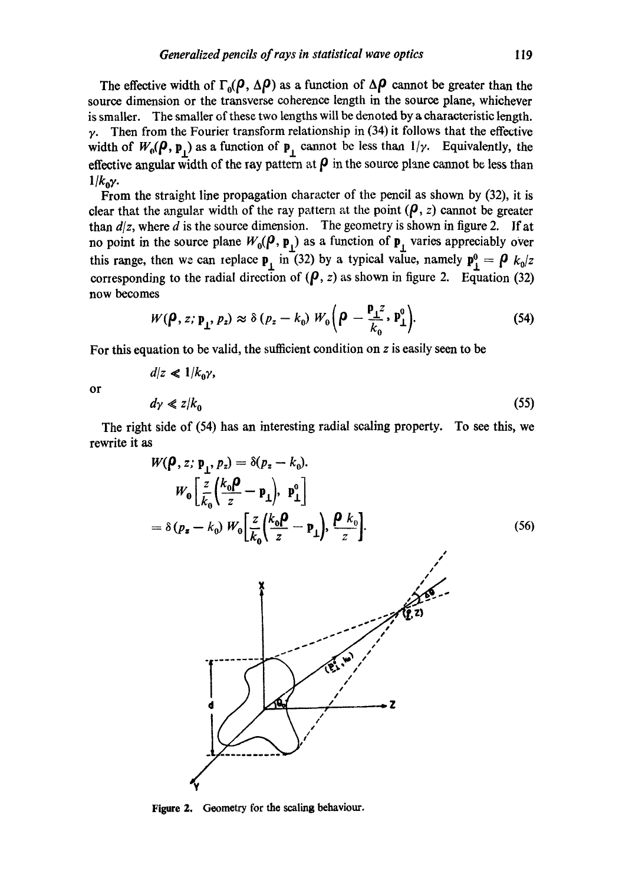The effective width of $\Gamma_0(\boldsymbol{\rho}, \Delta\boldsymbol{\rho})$ as a function of $\Delta\boldsymbol{\rho}$ cannot be greater than the source dimension or the transverse coherence length in the source plane, whichever is smaller. The smaller of these two lengths will be denoted by a characteristic length. $\gamma$. Then from the Fourier transform relationship in (34) it follows that the effective width of $W_0(\boldsymbol{\rho}, \mathbf{p}_\perp)$ as a function of $\mathbf{p}_\perp$ cannot be less than $1/\gamma$. Equivalently, the effective angular width of the ray pattern at $\boldsymbol{\rho}$ in the source plane cannot be less than $1/k_0\gamma$.

From the straight line propagation character of the pencil as shown by (32), it is clear that the angular width of the ray pattern at the point $(\boldsymbol{\rho}, z)$ cannot be greater than $d/z$, where $d$ is the source dimension. The geometry is shown in figure 2. If at no point in the source plane $W_0(\boldsymbol{\rho}, \mathbf{p}_\perp)$ as a function of $\mathbf{p}_\perp$ varies appreciably over this range, then we can replace $\mathbf{p}_\perp$ in (32) by a typical value, namely $\mathbf{p}_\perp^0 = \boldsymbol{\rho}\, k_0/z$ corresponding to the radial direction of $(\boldsymbol{\rho}, z)$ as shown in figure 2. Equation (32) now becomes

$$W(\boldsymbol{\rho}, z; \mathbf{p}_\perp, p_z) \approx \delta\,(p_z - k_0)\, W_0\Big(\boldsymbol{\rho} - \frac{\mathbf{p}_\perp z}{k_0}, \mathbf{p}_\perp^0\Big). \tag{54}$$

For this equation to be valid, the sufficient condition on $z$ is easily seen to be

$$d/z \ll 1/k_0\gamma,$$

or

$$d\gamma \ll z/k_0 \tag{55}$$

The right side of (54) has an interesting radial scaling property. To see this, we rewrite it as

$$\begin{aligned} W(\boldsymbol{\rho}, z; \mathbf{p}_\perp, p_z) &= \delta(p_z - k_0). \\ &\quad W_0\Big[\frac{z}{k_0}\Big(\frac{k_0\boldsymbol{\rho}}{z} - \mathbf{p}_\perp\Big), \mathbf{p}_\perp^0\Big] \\ &= \delta\,(p_z - k_0)\, W_0\Big[\frac{z}{k_0}\Big(\frac{k_0\boldsymbol{\rho}}{z} - \mathbf{p}_\perp\Big), \frac{\boldsymbol{\rho}\, k_0}{z}\Big]. \end{aligned} \tag{56}$$

Figure 2. Geometry for the scaling behaviour.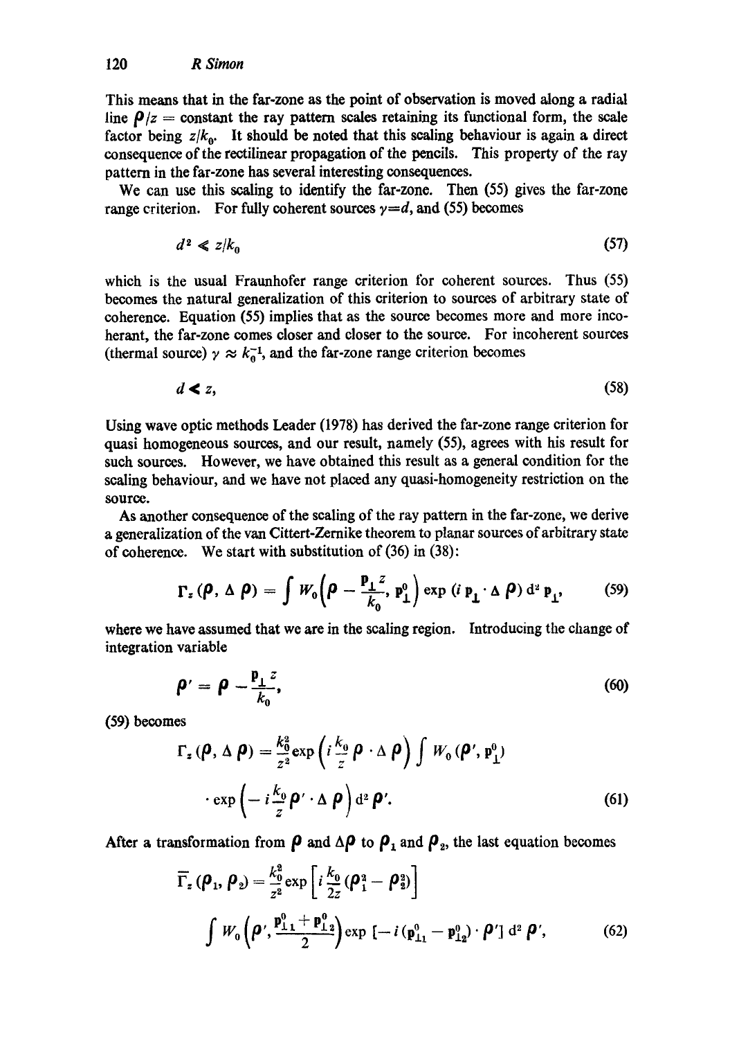This means that in the far-zone as the point of observation is moved along a radial line $\boldsymbol{\rho}/z$ = constant the ray pattern scales retaining its functional form, the scale factor being $z/k_0$. It should be noted that this scaling behaviour is again a direct consequence of the rectilinear propagation of the pencils. This property of the ray pattern in the far-zone has several interesting consequences.

We can use this scaling to identify the far-zone. Then (55) gives the far-zone range criterion. For fully coherent sources $\gamma = d$, and (55) becomes

$$d^2 \ll z/k_0 \tag{57}$$

which is the usual Fraunhofer range criterion for coherent sources. Thus (55) becomes the natural generalization of this criterion to sources of arbitrary state of coherence. Equation (55) implies that as the source becomes more and more incoherent, the far-zone comes closer and closer to the source. For incoherent sources (thermal source) $\gamma \approx k_0^{-1}$, and the far-zone range criterion becomes

$$d \ll z, \tag{58}$$

Using wave optic methods Leader (1978) has derived the far-zone range criterion for quasi homogeneous sources, and our result, namely (55), agrees with his result for such sources. However, we have obtained this result as a general condition for the scaling behaviour, and we have not placed any quasi-homogeneity restriction on the source.

As another consequence of the scaling of the ray pattern in the far-zone, we derive a generalization of the van Cittert-Zernike theorem to planar sources of arbitrary state of coherence. We start with substitution of (36) in (38):

$$\Gamma_z(\boldsymbol{\rho}, \Delta\boldsymbol{\rho}) = \int W_0\left(\boldsymbol{\rho} - \frac{\mathbf{p}_\perp z}{k_0}, \mathbf{p}_\perp^0\right) \exp(i\,\mathbf{p}_\perp \cdot \Delta\boldsymbol{\rho})\, \mathrm{d}^2 \mathbf{p}_\perp, \tag{59}$$

where we have assumed that we are in the scaling region. Introducing the change of integration variable

$$\boldsymbol{\rho}' = \boldsymbol{\rho} - \frac{\mathbf{p}_\perp z}{k_0}, \tag{60}$$

(59) becomes

$$\Gamma_z(\boldsymbol{\rho}, \Delta\boldsymbol{\rho}) = \frac{k_0^2}{z^2} \exp\left(i\frac{k_0}{z}\boldsymbol{\rho}\cdot\Delta\boldsymbol{\rho}\right) \int W_0(\boldsymbol{\rho}', \mathbf{p}_\perp^0) \cdot \exp\left(-i\frac{k_0}{z}\boldsymbol{\rho}'\cdot\Delta\boldsymbol{\rho}\right) \mathrm{d}^2\boldsymbol{\rho}'. \tag{61}$$

After a transformation from $\boldsymbol{\rho}$ and $\Delta\boldsymbol{\rho}$ to $\boldsymbol{\rho}_1$ and $\boldsymbol{\rho}_2$, the last equation becomes

$$\bar{\Gamma}_z(\boldsymbol{\rho}_1, \boldsymbol{\rho}_2) = \frac{k_0^2}{z^2} \exp\left[i\frac{k_0}{2z}(\boldsymbol{\rho}_1^2 - \boldsymbol{\rho}_2^2)\right] \int W_0\left(\boldsymbol{\rho}', \frac{\mathbf{p}_{\perp 1}^0 + \mathbf{p}_{\perp 2}^0}{2}\right) \exp\left[-i(\mathbf{p}_{\perp 1}^0 - \mathbf{p}_{\perp 2}^0)\cdot\boldsymbol{\rho}'\right] \mathrm{d}^2\boldsymbol{\rho}', \tag{62}$$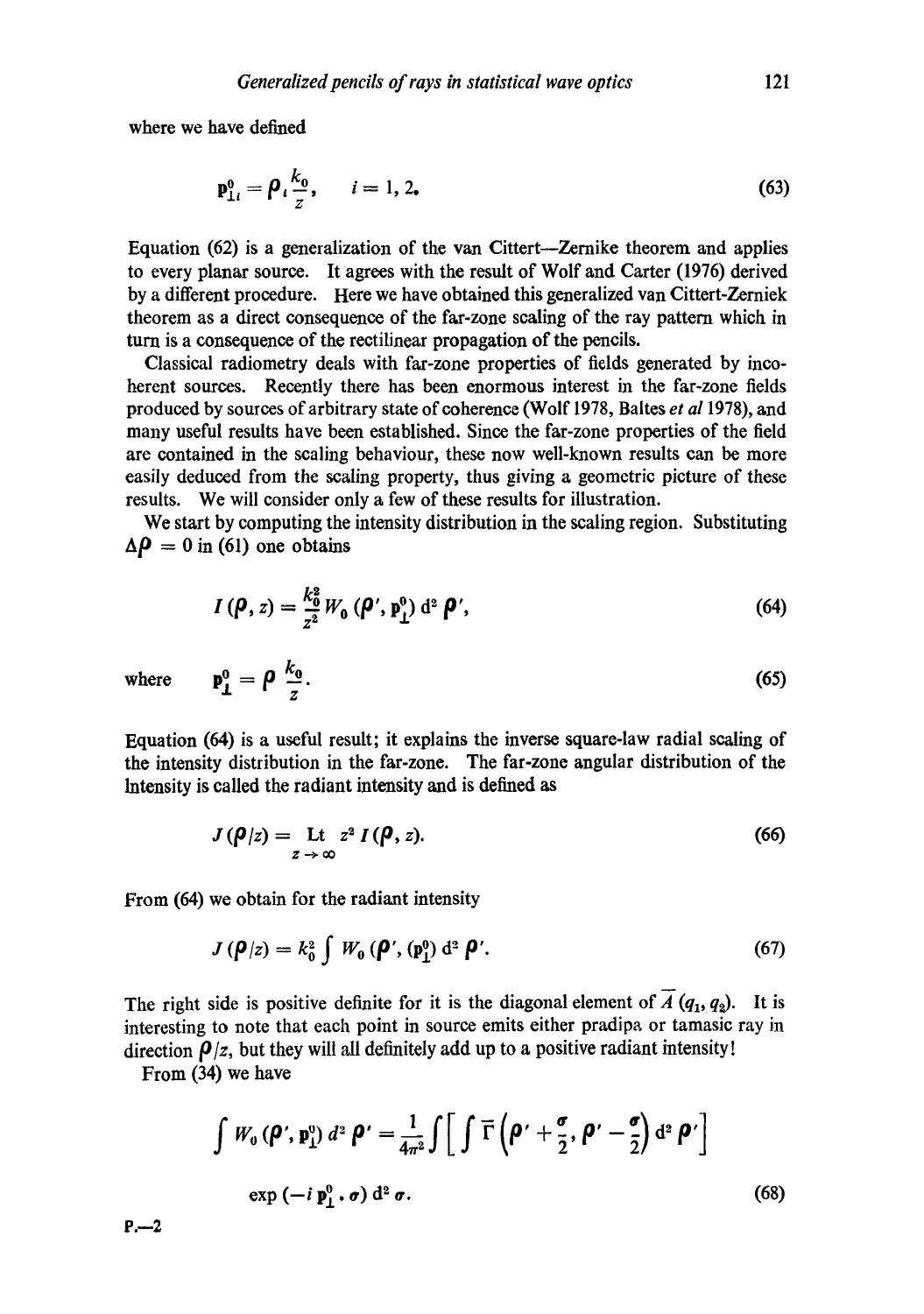where we have defined

$$\mathbf{p}^0_{\perp i} = \boldsymbol{\rho}_i \frac{k_0}{z}, \qquad i = 1, 2. \tag{63}$$

Equation (62) is a generalization of the van Cittert—Zernike theorem and applies to every planar source. It agrees with the result of Wolf and Carter (1976) derived by a different procedure. Here we have obtained this generalized van Cittert-Zerniek theorem as a direct consequence of the far-zone scaling of the ray pattern which in turn is a consequence of the rectilinear propagation of the pencils.

Classical radiometry deals with far-zone properties of fields generated by incoherent sources. Recently there has been enormous interest in the far-zone fields produced by sources of arbitrary state of coherence (Wolf 1978, Baltes *et al* 1978), and many useful results have been established. Since the far-zone properties of the field are contained in the scaling behaviour, these now well-known results can be more easily deduced from the scaling property, thus giving a geometric picture of these results. We will consider only a few of these results for illustration.

We start by computing the intensity distribution in the scaling region. Substituting $\Delta \boldsymbol{\rho} = 0$ in (61) one obtains

$$I(\boldsymbol{\rho}, z) = \frac{k_0^2}{z^2} W_0(\boldsymbol{\rho}', \mathbf{p}^0_{\perp})\, \mathrm{d}^2 \boldsymbol{\rho}', \tag{64}$$

where $\quad \mathbf{p}^0_{\perp} = \boldsymbol{\rho}\, \dfrac{k_0}{z}.$ $\qquad$ (65)

Equation (64) is a useful result; it explains the inverse square-law radial scaling of the intensity distribution in the far-zone. The far-zone angular distribution of the Intensity is called the radiant intensity and is defined as

$$J(\boldsymbol{\rho}/z) = \underset{z \to \infty}{\mathrm{Lt}}\; z^2 I(\boldsymbol{\rho}, z). \tag{66}$$

From (64) we obtain for the radiant intensity

$$J(\boldsymbol{\rho}/z) = k_0^2 \int W_0(\boldsymbol{\rho}', (\mathbf{p}^0_{\perp})\, \mathrm{d}^2 \boldsymbol{\rho}'. \tag{67}$$

The right side is positive definite for it is the diagonal element of $\overline{A}\,(q_1, q_2)$. It is interesting to note that each point in source emits either pradipa or tamasic ray in direction $\boldsymbol{\rho}/z$, but they will all definitely add up to a positive radiant intensity!

From (34) we have

$$\int W_0(\boldsymbol{\rho}', \mathbf{p}^0_{\perp})\, d^2 \boldsymbol{\rho}' = \frac{1}{4\pi^2} \int \left[ \int \overline{\Gamma}\left(\boldsymbol{\rho}' + \frac{\boldsymbol{\sigma}}{2}, \boldsymbol{\rho}' - \frac{\boldsymbol{\sigma}}{2}\right) \mathrm{d}^2 \boldsymbol{\rho}' \right]$$

$$\exp\left(-i\, \mathbf{p}^0_{\perp} \cdot \boldsymbol{\sigma}\right) \mathrm{d}^2 \boldsymbol{\sigma}. \tag{68}$$

P.—2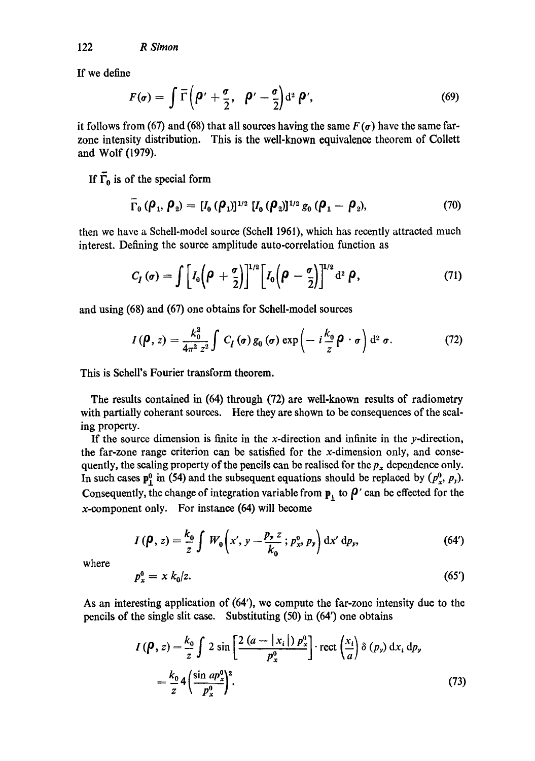If we define

$$F(\sigma) = \int \bar{\Gamma}\left(\boldsymbol{\rho}' + \frac{\sigma}{2},\ \boldsymbol{\rho}' - \frac{\sigma}{2}\right) \mathrm{d}^2 \boldsymbol{\rho}', \tag{69}$$

it follows from (67) and (68) that all sources having the same $F(\sigma)$ have the same far-zone intensity distribution. This is the well-known equivalence theorem of Collett and Wolf (1979).

If $\bar{\Gamma}_0$ is of the special form

$$\bar{\Gamma}_0(\boldsymbol{\rho}_1, \boldsymbol{\rho}_2) = [I_0(\boldsymbol{\rho}_1)]^{1/2} [I_0(\boldsymbol{\rho}_2)]^{1/2} g_0(\boldsymbol{\rho}_1 - \boldsymbol{\rho}_2), \tag{70}$$

then we have a Schell-model source (Schell 1961), which has recently attracted much interest. Defining the source amplitude auto-correlation function as

$$C_I(\sigma) = \int \left[I_0\left(\boldsymbol{\rho} + \frac{\sigma}{2}\right)\right]^{1/2} \left[I_0\left(\boldsymbol{\rho} - \frac{\sigma}{2}\right)\right]^{1/2} \mathrm{d}^2 \boldsymbol{\rho}, \tag{71}$$

and using (68) and (67) one obtains for Schell-model sources

$$I(\boldsymbol{\rho}, z) = \frac{k_0^2}{4\pi^2 z^2} \int C_I(\sigma)\, g_0(\sigma) \exp\left(-i\frac{k_0}{z}\boldsymbol{\rho}\cdot\sigma\right) \mathrm{d}^2\sigma. \tag{72}$$

This is Schell's Fourier transform theorem.

The results contained in (64) through (72) are well-known results of radiometry with partially coherant sources. Here they are shown to be consequences of the scaling property.

If the source dimension is finite in the $x$-direction and infinite in the $y$-direction, the far-zone range criterion can be satisfied for the $x$-dimension only, and consequently, the scaling property of the pencils can be realised for the $p_x$ dependence only. In such cases $\mathbf{p}_\perp^0$ in (54) and the subsequent equations should be replaced by $(p_x^0, p_y)$. Consequently, the change of integration variable from $\mathbf{p}_\perp$ to $\boldsymbol{\rho}'$ can be effected for the $x$-component only. For instance (64) will become

$$I(\boldsymbol{\rho}, z) = \frac{k_0}{z} \int W_0\left(x', y - \frac{p_y z}{k_0}; p_x^0, p_y\right) \mathrm{d}x'\, \mathrm{d}p_y, \tag{64'}$$

where

$$p_x^0 = x\, k_0/z. \tag{65'}$$

As an interesting application of (64'), we compute the far-zone intensity due to the pencils of the single slit case. Substituting (50) in (64') one obtains

$$\begin{aligned} I(\boldsymbol{\rho}, z) &= \frac{k_0}{z} \int 2 \sin\left[\frac{2(a - |x_i|)\, p_x^0}{p_x^0}\right] \cdot \mathrm{rect}\left(\frac{x_i}{a}\right) \delta(p_y)\, \mathrm{d}x_i\, \mathrm{d}p_y \\ &= \frac{k_0}{z} 4 \left(\frac{\sin a p_x^0}{p_x^0}\right)^2. \end{aligned} \tag{73}$$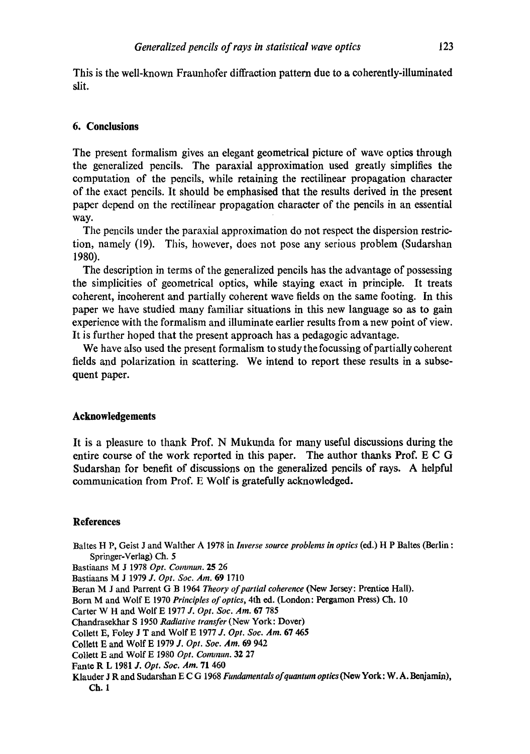This is the well-known Fraunhofer diffraction pattern due to a coherently-illuminated slit.

## 6. Conclusions

The present formalism gives an elegant geometrical picture of wave optics through the generalized pencils. The paraxial approximation used greatly simplifies the computation of the pencils, while retaining the rectilinear propagation character of the exact pencils. It should be emphasised that the results derived in the present paper depend on the rectilinear propagation character of the pencils in an essential way.

The pencils under the paraxial approximation do not respect the dispersion restriction, namely (19). This, however, does not pose any serious problem (Sudarshan 1980).

The description in terms of the generalized pencils has the advantage of possessing the simplicities of geometrical optics, while staying exact in principle. It treats coherent, incoherent and partially coherent wave fields on the same footing. In this paper we have studied many familiar situations in this new language so as to gain experience with the formalism and illuminate earlier results from a new point of view. It is further hoped that the present approach has a pedagogic advantage.

We have also used the present formalism to study the focussing of partially coherent fields and polarization in scattering. We intend to report these results in a subsequent paper.

## Acknowledgements

It is a pleasure to thank Prof. N Mukunda for many useful discussions during the entire course of the work reported in this paper. The author thanks Prof. E C G Sudarshan for benefit of discussions on the generalized pencils of rays. A helpful communication from Prof. E Wolf is gratefully acknowledged.

## References

Baltes H P, Geist J and Walther A 1978 in *Inverse source problems in optics* (ed.) H P Baltes (Berlin: Springer-Verlag) Ch. 5

Bastiaans M J 1978 *Opt. Commun.* **25** 26

Bastiaans M J 1979 *J. Opt. Soc. Am.* **69** 1710

Beran M J and Parrent G B 1964 *Theory of partial coherence* (New Jersey: Prentice Hall).

Born M and Wolf E 1970 *Principles of optics*, 4th ed. (London: Pergamon Press) Ch. 10

Carter W H and Wolf E 1977 *J. Opt. Soc. Am.* **67** 785

Chandrasekhar S 1950 *Radiative transfer* (New York: Dover)

Collett E, Foley J T and Wolf E 1977 *J. Opt. Soc. Am.* **67** 465

Collett E and Wolf E 1979 *J. Opt. Soc. Am.* **69** 942

Collett E and Wolf E 1980 *Opt. Commun.* **32** 27

Fante R L 1981 *J. Opt. Soc. Am.* **71** 460

Klauder J R and Sudarshan E C G 1968 *Fundamentals of quantum optics* (New York: W. A. Benjamin), Ch. 1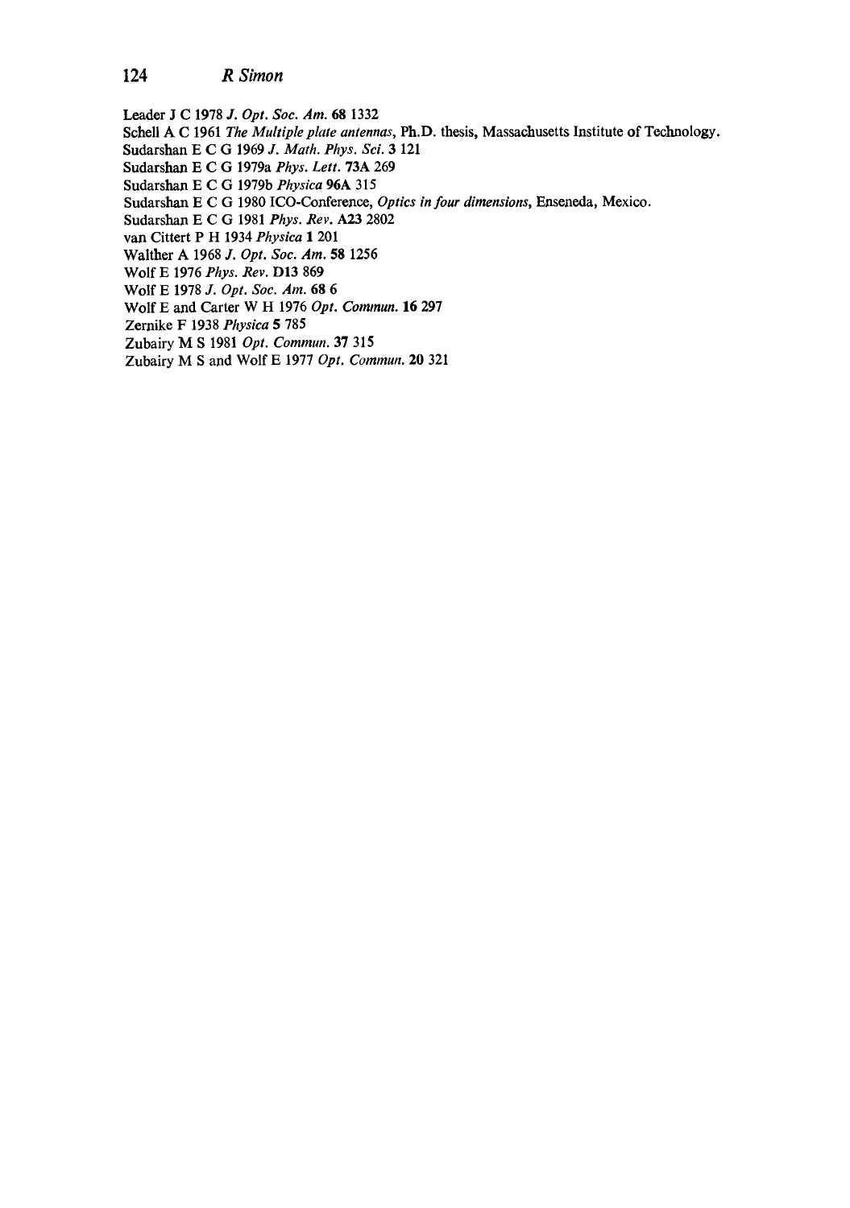Leader J C 1978 *J. Opt. Soc. Am.* **68** 1332

Schell A C 1961 *The Multiple plate antennas*, Ph.D. thesis, Massachusetts Institute of Technology.

Sudarshan E C G 1969 *J. Math. Phys. Sci.* **3** 121

Sudarshan E C G 1979a *Phys. Lett.* **73A** 269

Sudarshan E C G 1979b *Physica* **96A** 315

Sudarshan E C G 1980 ICO-Conference, *Optics in four dimensions*, Enseneda, Mexico.

Sudarshan E C G 1981 *Phys. Rev.* **A23** 2802

van Cittert P H 1934 *Physica* **1** 201

Walther A 1968 *J. Opt. Soc. Am.* **58** 1256

Wolf E 1976 *Phys. Rev.* **D13** 869

Wolf E 1978 *J. Opt. Soc. Am.* **68** 6

Wolf E and Carter W H 1976 *Opt. Commun.* **16** 297

Zernike F 1938 *Physica* **5** 785

Zubairy M S 1981 *Opt. Commun.* **37** 315

Zubairy M S and Wolf E 1977 *Opt. Commun.* **20** 321